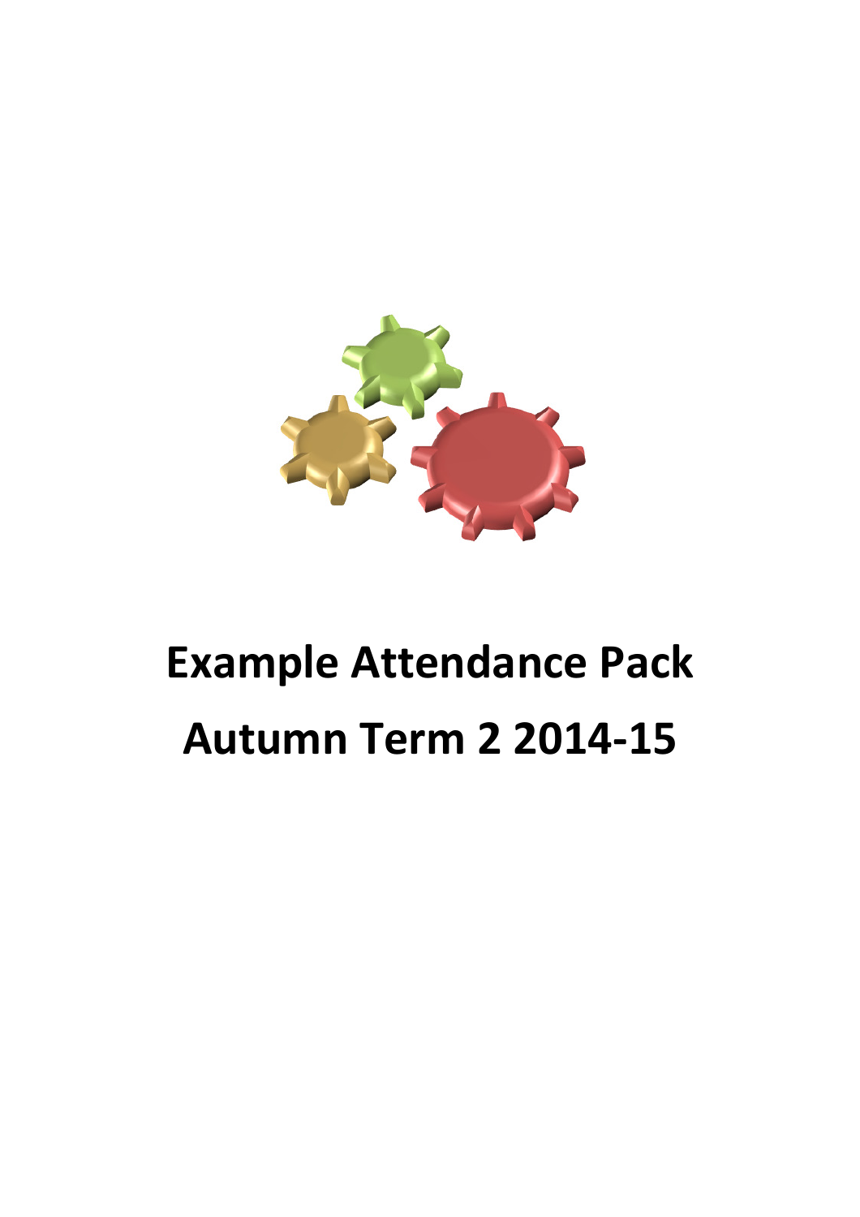# Example Attendance Pack

# Autumn Term 2 2014-15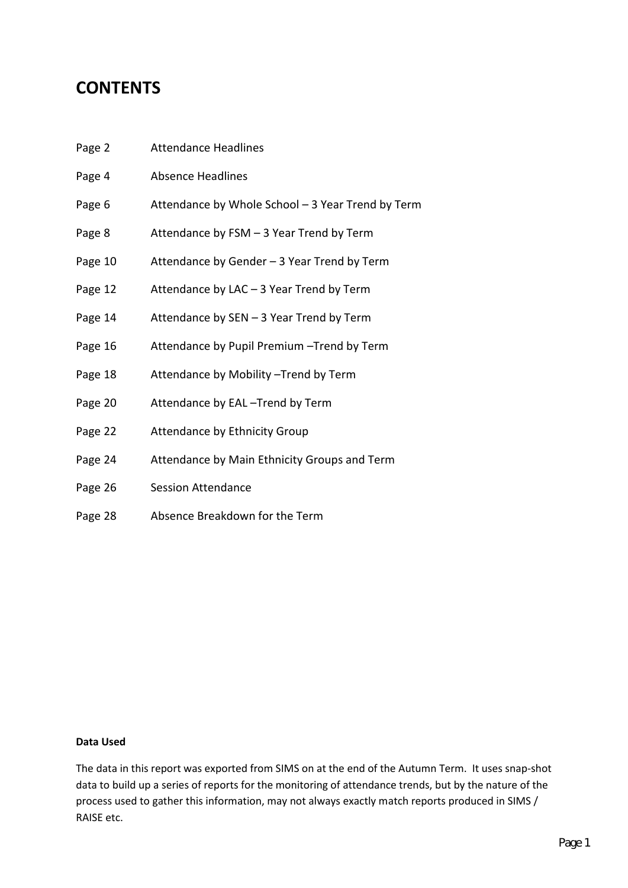# CONTENTS

| | |
|---|---|
| Page 2 | Attendance Headlines |
| Page 4 | Absence Headlines |
| Page 6 | Attendance by Whole School – 3 Year Trend by Term |
| Page 8 | Attendance by FSM – 3 Year Trend by Term |
| Page 10 | Attendance by Gender – 3 Year Trend by Term |
| Page 12 | Attendance by LAC – 3 Year Trend by Term |
| Page 14 | Attendance by SEN – 3 Year Trend by Term |
| Page 16 | Attendance by Pupil Premium –Trend by Term |
| Page 18 | Attendance by Mobility –Trend by Term |
| Page 20 | Attendance by EAL –Trend by Term |
| Page 22 | Attendance by Ethnicity Group |
| Page 24 | Attendance by Main Ethnicity Groups and Term |
| Page 26 | Session Attendance |
| Page 28 | Absence Breakdown for the Term |

**Data Used**

The data in this report was exported from SIMS on at the end of the Autumn Term. It uses snap-shot data to build up a series of reports for the monitoring of attendance trends, but by the nature of the process used to gather this information, may not always exactly match reports produced in SIMS / RAISE etc.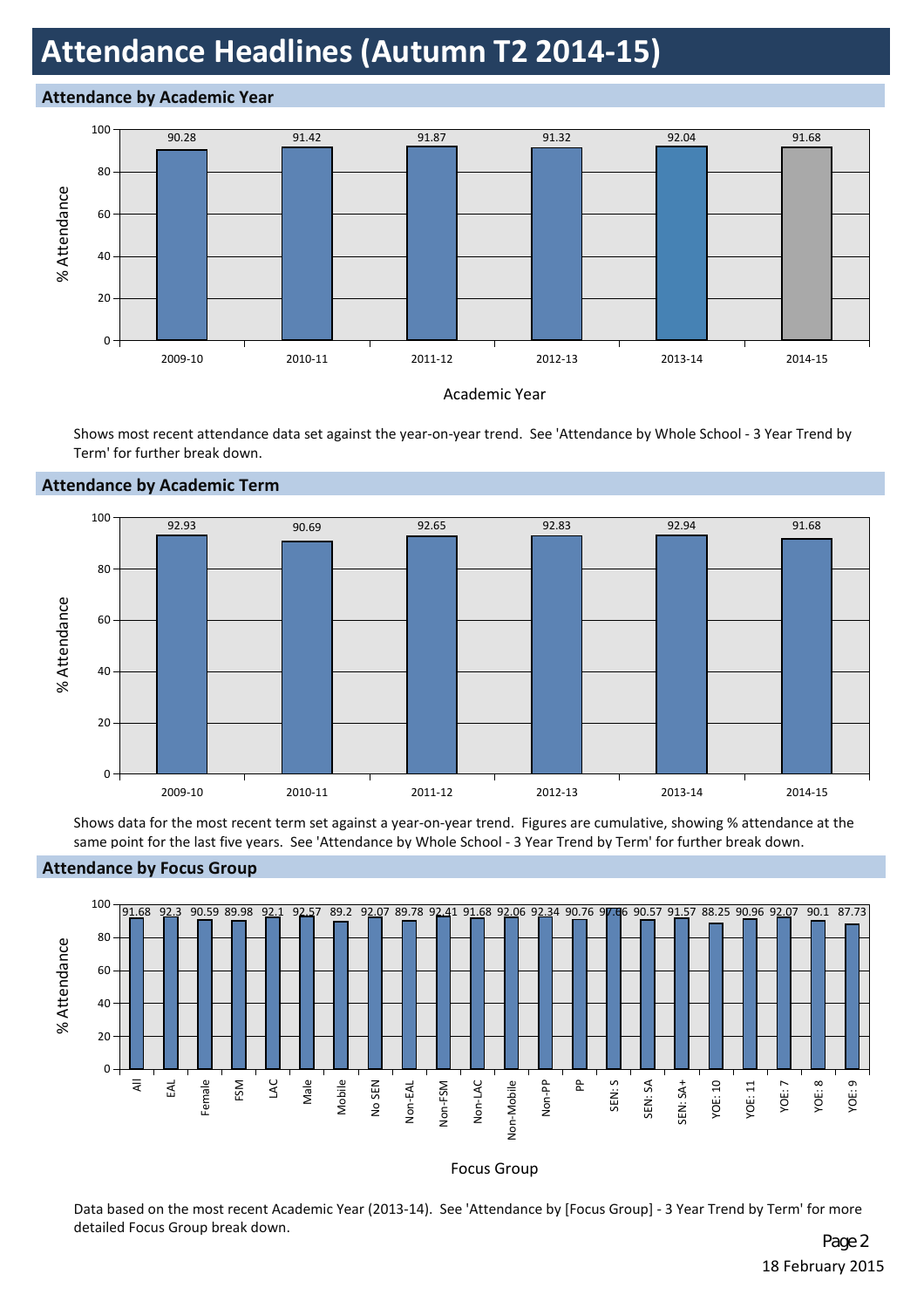# Attendance Headlines (Autumn T2 2014-15)

## Attendance by Academic Year

| Academic Year | % Attendance |
|---|---|
| 2009-10 | 90.28 |
| 2010-11 | 91.42 |
| 2011-12 | 91.87 |
| 2012-13 | 91.32 |
| 2013-14 | 92.04 |
| 2014-15 | 91.68 |

Shows most recent attendance data set against the year-on-year trend. See 'Attendance by Whole School - 3 Year Trend by Term' for further break down.

## Attendance by Academic Term

| Academic Year | % Attendance |
|---|---|
| 2009-10 | 92.93 |
| 2010-11 | 90.69 |
| 2011-12 | 92.65 |
| 2012-13 | 92.83 |
| 2013-14 | 92.94 |
| 2014-15 | 91.68 |

Shows data for the most recent term set against a year-on-year trend. Figures are cumulative, showing % attendance at the same point for the last five years. See 'Attendance by Whole School - 3 Year Trend by Term' for further break down.

## Attendance by Focus Group

| Focus Group | % Attendance |
|---|---|
| All | 91.68 |
| EAL | 92.3 |
| Female | 90.59 |
| FSM | 89.98 |
| LAC | 92.1 |
| Male | 92.57 |
| Mobile | 89.2 |
| No SEN | 92.07 |
| Non-EAL | 89.78 |
| Non-FSM | 92.41 |
| Non-LAC | 91.68 |
| Non-Mobile | 92.06 |
| Non-PP | 92.34 |
| PP | 90.76 |
| SEN: S | 97.66 |
| SEN: SA | 90.57 |
| SEN: SA+ | 91.57 |
| YOE: 10 | 88.25 |
| YOE: 11 | 90.96 |
| YOE: 7 | 92.07 |
| YOE: 8 | 90.1 |
| YOE: 9 | 87.73 |

Data based on the most recent Academic Year (2013-14). See 'Attendance by [Focus Group] - 3 Year Trend by Term' for more detailed Focus Group break down.

18 February 2015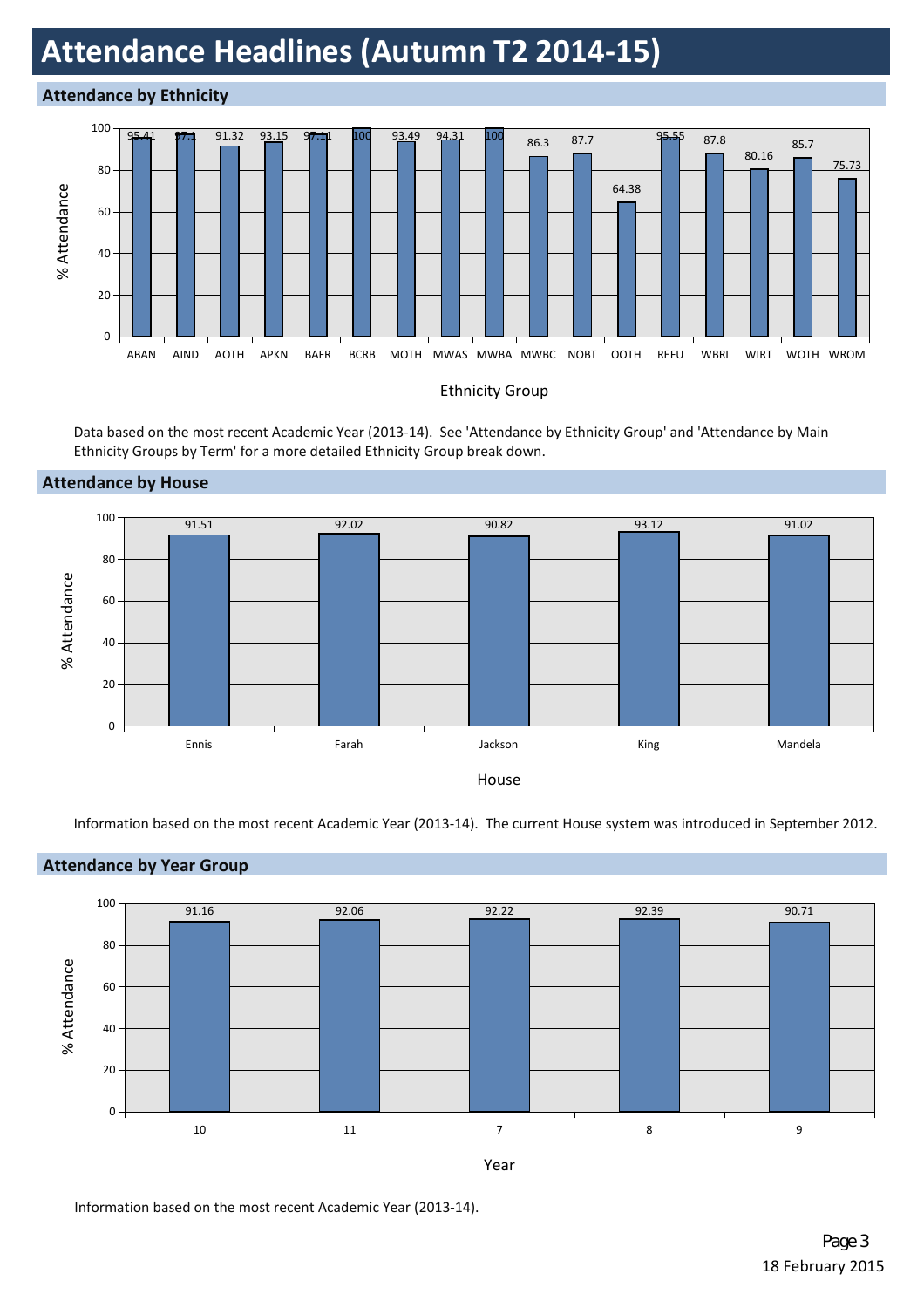# Attendance Headlines (Autumn T2 2014-15)

## Attendance by Ethnicity

| Ethnicity Group | % Attendance |
|---|---|
| ABAN | 95.41 |
| AIND | 97.1 |
| AOTH | 91.32 |
| APKN | 93.15 |
| BAFR | 97.11 |
| BCRB | 100 |
| MOTH | 93.49 |
| MWAS | 94.31 |
| MWBA | 100 |
| MWBC | 86.3 |
| NOBT | 87.7 |
| OOTH | 64.38 |
| REFU | 95.55 |
| WBRI | 87.8 |
| WIRT | 80.16 |
| WOTH | 85.7 |
| WROM | 75.73 |

Data based on the most recent Academic Year (2013-14). See 'Attendance by Ethnicity Group' and 'Attendance by Main Ethnicity Groups by Term' for a more detailed Ethnicity Group break down.

## Attendance by House

| House | % Attendance |
|---|---|
| Ennis | 91.51 |
| Farah | 92.02 |
| Jackson | 90.82 |
| King | 93.12 |
| Mandela | 91.02 |

Information based on the most recent Academic Year (2013-14). The current House system was introduced in September 2012.

## Attendance by Year Group

| Year | % Attendance |
|---|---|
| 10 | 91.16 |
| 11 | 92.06 |
| 7 | 92.22 |
| 8 | 92.39 |
| 9 | 90.71 |

Information based on the most recent Academic Year (2013-14).

18 February 2015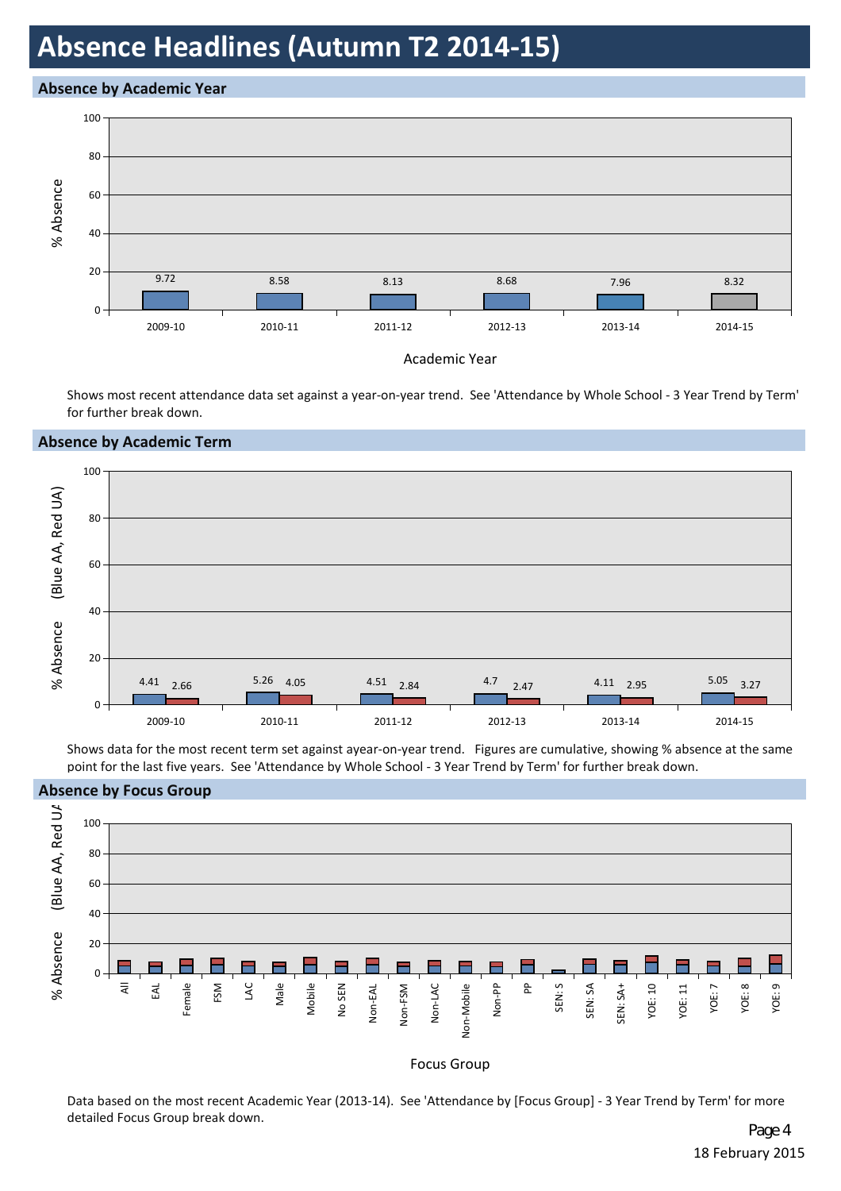# Absence Headlines (Autumn T2 2014-15)

## Absence by Academic Year

| Academic Year | % Absence |
|---|---|
| 2009-10 | 9.72 |
| 2010-11 | 8.58 |
| 2011-12 | 8.13 |
| 2012-13 | 8.68 |
| 2013-14 | 7.96 |
| 2014-15 | 8.32 |

Shows most recent attendance data set against a year-on-year trend. See 'Attendance by Whole School - 3 Year Trend by Term' for further break down.

## Absence by Academic Term

| Academic Year | % Absence (Blue AA) | % Absence (Red UA) |
|---|---|---|
| 2009-10 | 4.41 | 2.66 |
| 2010-11 | 5.26 | 4.05 |
| 2011-12 | 4.51 | 2.84 |
| 2012-13 | 4.7 | 2.47 |
| 2013-14 | 4.11 | 2.95 |
| 2014-15 | 5.05 | 3.27 |

Shows data for the most recent term set against ayear-on-year trend. Figures are cumulative, showing % absence at the same point for the last five years. See 'Attendance by Whole School - 3 Year Trend by Term' for further break down.

## Absence by Focus Group

% Absence (Blue AA, Red UA) by Focus Group: All, EAL, Female, FSM, LAC, Male, Mobile, No SEN, Non-EAL, Non-FSM, Non-LAC, Non-Mobile, Non-PP, PP, SEN: S, SEN: SA, SEN: SA+, YOE: 10, YOE: 11, YOE: 7, YOE: 8, YOE: 9

Data based on the most recent Academic Year (2013-14). See 'Attendance by [Focus Group] - 3 Year Trend by Term' for more detailed Focus Group break down.

18 February 2015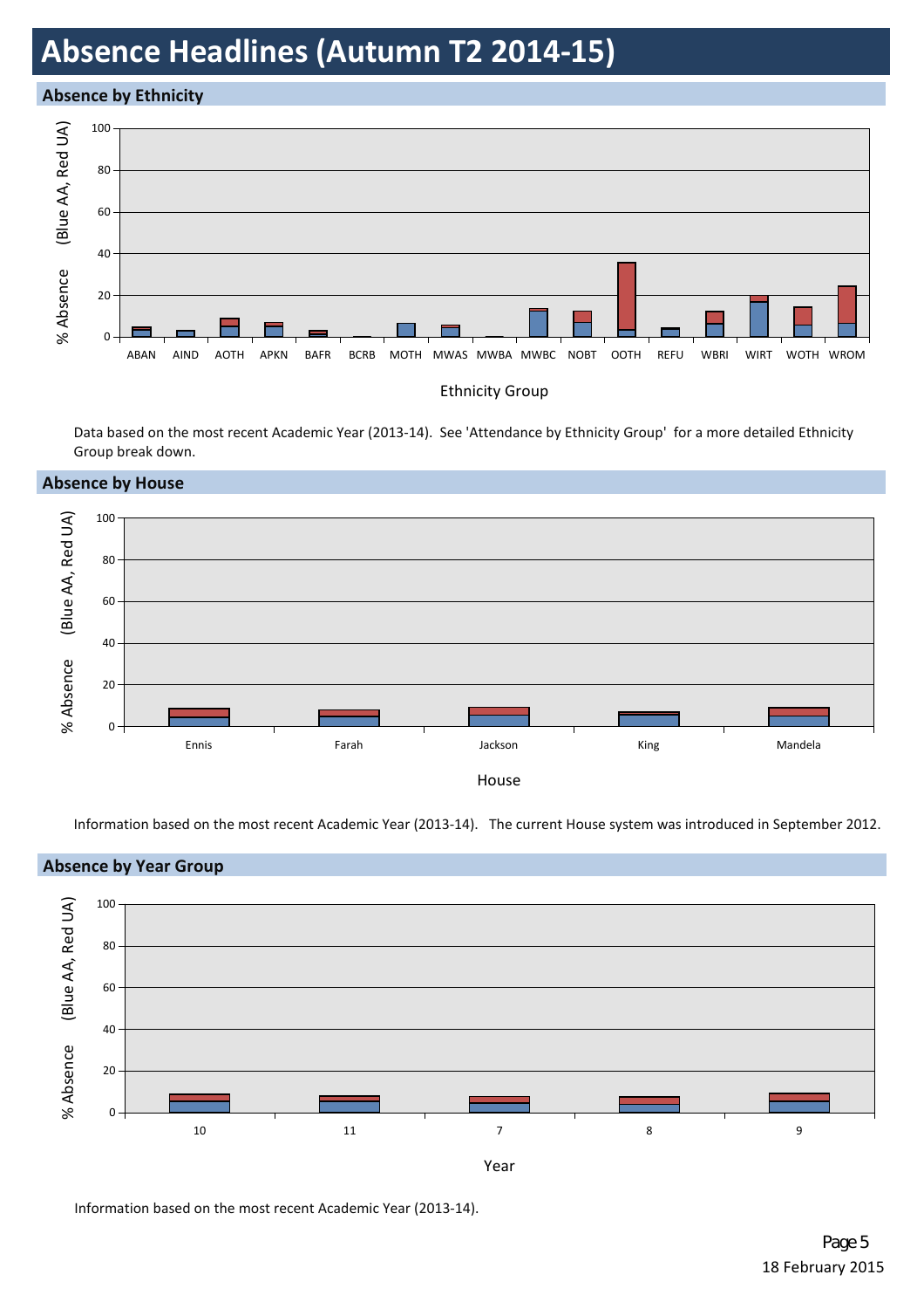# Absence Headlines (Autumn T2 2014-15)

## Absence by Ethnicity

% Absence (Blue AA, Red UA)

Ethnicity Group: ABAN, AIND, AOTH, APKN, BAFR, BCRB, MOTH, MWAS, MWBA, MWBC, NOBT, OOTH, REFU, WBRI, WIRT, WOTH, WROM

Data based on the most recent Academic Year (2013-14). See 'Attendance by Ethnicity Group' for a more detailed Ethnicity Group break down.

## Absence by House

% Absence (Blue AA, Red UA)

House: Ennis, Farah, Jackson, King, Mandela

Information based on the most recent Academic Year (2013-14). The current House system was introduced in September 2012.

## Absence by Year Group

% Absence (Blue AA, Red UA)

Year: 10, 11, 7, 8, 9

Information based on the most recent Academic Year (2013-14).

18 February 2015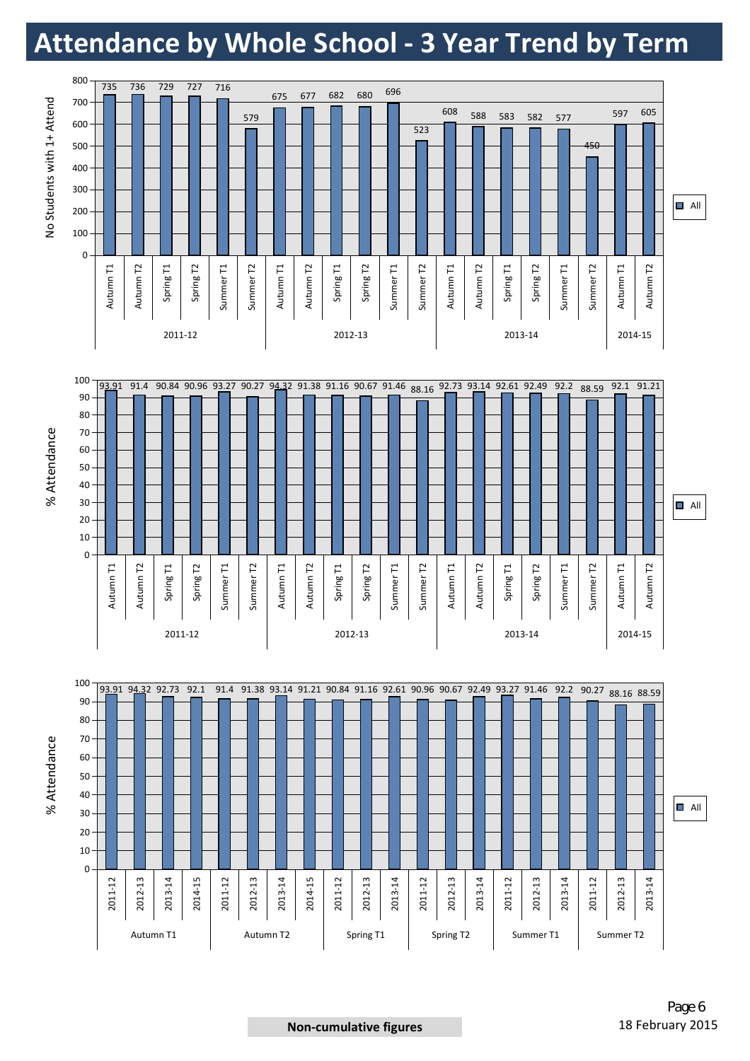# Attendance by Whole School - 3 Year Trend by Term

| Year | Term | No Students with 1+ Attend (All) |
|---|---|---|
| 2011-12 | Autumn T1 | 735 |
| 2011-12 | Autumn T2 | 736 |
| 2011-12 | Spring T1 | 729 |
| 2011-12 | Spring T2 | 727 |
| 2011-12 | Summer T1 | 716 |
| 2011-12 | Summer T2 | 579 |
| 2012-13 | Autumn T1 | 675 |
| 2012-13 | Autumn T2 | 677 |
| 2012-13 | Spring T1 | 682 |
| 2012-13 | Spring T2 | 680 |
| 2012-13 | Summer T1 | 696 |
| 2012-13 | Summer T2 | 523 |
| 2013-14 | Autumn T1 | 608 |
| 2013-14 | Autumn T2 | 588 |
| 2013-14 | Spring T1 | 583 |
| 2013-14 | Spring T2 | 582 |
| 2013-14 | Summer T1 | 577 |
| 2013-14 | Summer T2 | 450 |
| 2014-15 | Autumn T1 | 597 |
| 2014-15 | Autumn T2 | 605 |

| Year | Term | % Attendance (All) |
|---|---|---|
| 2011-12 | Autumn T1 | 93.91 |
| 2011-12 | Autumn T2 | 91.4 |
| 2011-12 | Spring T1 | 90.84 |
| 2011-12 | Spring T2 | 90.96 |
| 2011-12 | Summer T1 | 93.27 |
| 2011-12 | Summer T2 | 90.27 |
| 2012-13 | Autumn T1 | 94.32 |
| 2012-13 | Autumn T2 | 91.38 |
| 2012-13 | Spring T1 | 91.16 |
| 2012-13 | Spring T2 | 90.67 |
| 2012-13 | Summer T1 | 91.46 |
| 2012-13 | Summer T2 | 88.16 |
| 2013-14 | Autumn T1 | 92.73 |
| 2013-14 | Autumn T2 | 93.14 |
| 2013-14 | Spring T1 | 92.61 |
| 2013-14 | Spring T2 | 92.49 |
| 2013-14 | Summer T1 | 92.2 |
| 2013-14 | Summer T2 | 88.59 |
| 2014-15 | Autumn T1 | 92.1 |
| 2014-15 | Autumn T2 | 91.21 |

| Term | Year | % Attendance (All) |
|---|---|---|
| Autumn T1 | 2011-12 | 93.91 |
| Autumn T1 | 2012-13 | 94.32 |
| Autumn T1 | 2013-14 | 92.73 |
| Autumn T1 | 2014-15 | 92.1 |
| Autumn T2 | 2011-12 | 91.4 |
| Autumn T2 | 2012-13 | 91.38 |
| Autumn T2 | 2013-14 | 93.14 |
| Autumn T2 | 2014-15 | 91.21 |
| Spring T1 | 2011-12 | 90.84 |
| Spring T1 | 2012-13 | 91.16 |
| Spring T1 | 2013-14 | 92.61 |
| Spring T2 | 2011-12 | 90.96 |
| Spring T2 | 2012-13 | 90.67 |
| Spring T2 | 2013-14 | 92.49 |
| Summer T1 | 2011-12 | 93.27 |
| Summer T1 | 2012-13 | 91.46 |
| Summer T1 | 2013-14 | 92.2 |
| Summer T2 | 2011-12 | 90.27 |
| Summer T2 | 2012-13 | 88.16 |
| Summer T2 | 2013-14 | 88.59 |

**Non-cumulative figures**

18 February 2015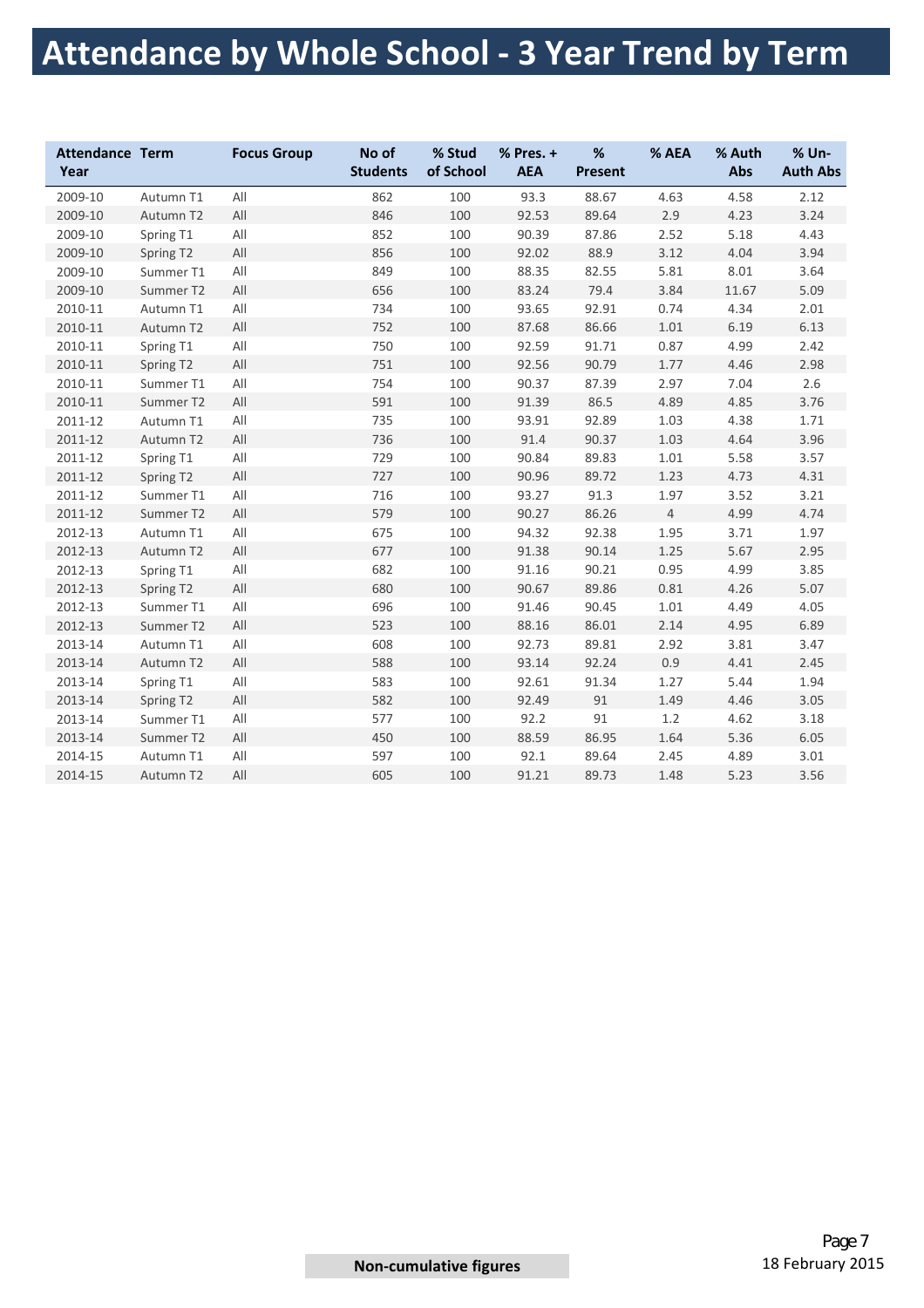# Attendance by Whole School - 3 Year Trend by Term

| Attendance Year | Term | Focus Group | No of Students | % Stud of School | % Pres. + AEA | % Present | % AEA | % Auth Abs | % Un-Auth Abs |
|---|---|---|---|---|---|---|---|---|---|
| 2009-10 | Autumn T1 | All | 862 | 100 | 93.3 | 88.67 | 4.63 | 4.58 | 2.12 |
| 2009-10 | Autumn T2 | All | 846 | 100 | 92.53 | 89.64 | 2.9 | 4.23 | 3.24 |
| 2009-10 | Spring T1 | All | 852 | 100 | 90.39 | 87.86 | 2.52 | 5.18 | 4.43 |
| 2009-10 | Spring T2 | All | 856 | 100 | 92.02 | 88.9 | 3.12 | 4.04 | 3.94 |
| 2009-10 | Summer T1 | All | 849 | 100 | 88.35 | 82.55 | 5.81 | 8.01 | 3.64 |
| 2009-10 | Summer T2 | All | 656 | 100 | 83.24 | 79.4 | 3.84 | 11.67 | 5.09 |
| 2010-11 | Autumn T1 | All | 734 | 100 | 93.65 | 92.91 | 0.74 | 4.34 | 2.01 |
| 2010-11 | Autumn T2 | All | 752 | 100 | 87.68 | 86.66 | 1.01 | 6.19 | 6.13 |
| 2010-11 | Spring T1 | All | 750 | 100 | 92.59 | 91.71 | 0.87 | 4.99 | 2.42 |
| 2010-11 | Spring T2 | All | 751 | 100 | 92.56 | 90.79 | 1.77 | 4.46 | 2.98 |
| 2010-11 | Summer T1 | All | 754 | 100 | 90.37 | 87.39 | 2.97 | 7.04 | 2.6 |
| 2010-11 | Summer T2 | All | 591 | 100 | 91.39 | 86.5 | 4.89 | 4.85 | 3.76 |
| 2011-12 | Autumn T1 | All | 735 | 100 | 93.91 | 92.89 | 1.03 | 4.38 | 1.71 |
| 2011-12 | Autumn T2 | All | 736 | 100 | 91.4 | 90.37 | 1.03 | 4.64 | 3.96 |
| 2011-12 | Spring T1 | All | 729 | 100 | 90.84 | 89.83 | 1.01 | 5.58 | 3.57 |
| 2011-12 | Spring T2 | All | 727 | 100 | 90.96 | 89.72 | 1.23 | 4.73 | 4.31 |
| 2011-12 | Summer T1 | All | 716 | 100 | 93.27 | 91.3 | 1.97 | 3.52 | 3.21 |
| 2011-12 | Summer T2 | All | 579 | 100 | 90.27 | 86.26 | 4 | 4.99 | 4.74 |
| 2012-13 | Autumn T1 | All | 675 | 100 | 94.32 | 92.38 | 1.95 | 3.71 | 1.97 |
| 2012-13 | Autumn T2 | All | 677 | 100 | 91.38 | 90.14 | 1.25 | 5.67 | 2.95 |
| 2012-13 | Spring T1 | All | 682 | 100 | 91.16 | 90.21 | 0.95 | 4.99 | 3.85 |
| 2012-13 | Spring T2 | All | 680 | 100 | 90.67 | 89.86 | 0.81 | 4.26 | 5.07 |
| 2012-13 | Summer T1 | All | 696 | 100 | 91.46 | 90.45 | 1.01 | 4.49 | 4.05 |
| 2012-13 | Summer T2 | All | 523 | 100 | 88.16 | 86.01 | 2.14 | 4.95 | 6.89 |
| 2013-14 | Autumn T1 | All | 608 | 100 | 92.73 | 89.81 | 2.92 | 3.81 | 3.47 |
| 2013-14 | Autumn T2 | All | 588 | 100 | 93.14 | 92.24 | 0.9 | 4.41 | 2.45 |
| 2013-14 | Spring T1 | All | 583 | 100 | 92.61 | 91.34 | 1.27 | 5.44 | 1.94 |
| 2013-14 | Spring T2 | All | 582 | 100 | 92.49 | 91 | 1.49 | 4.46 | 3.05 |
| 2013-14 | Summer T1 | All | 577 | 100 | 92.2 | 91 | 1.2 | 4.62 | 3.18 |
| 2013-14 | Summer T2 | All | 450 | 100 | 88.59 | 86.95 | 1.64 | 5.36 | 6.05 |
| 2014-15 | Autumn T1 | All | 597 | 100 | 92.1 | 89.64 | 2.45 | 4.89 | 3.01 |
| 2014-15 | Autumn T2 | All | 605 | 100 | 91.21 | 89.73 | 1.48 | 5.23 | 3.56 |

**Non-cumulative figures**

18 February 2015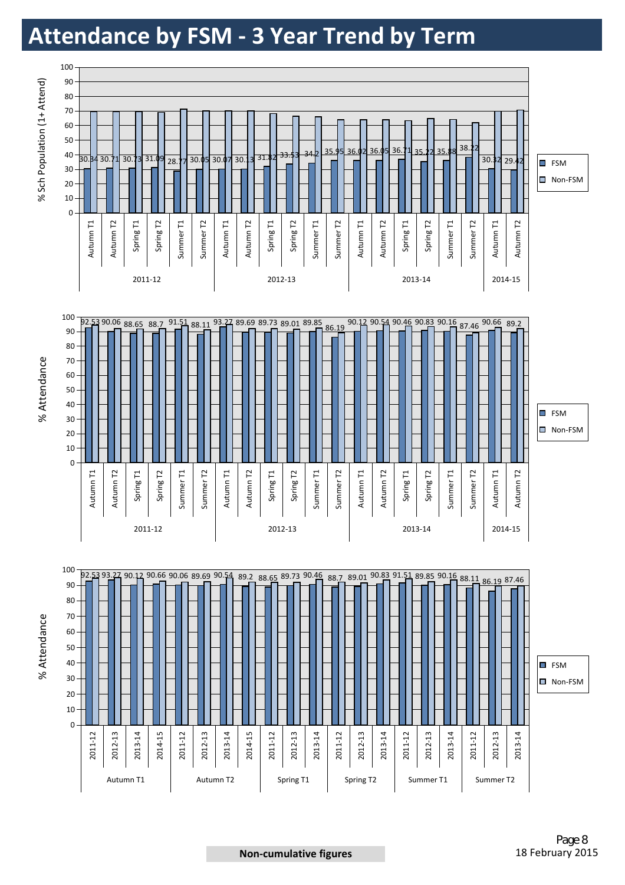# Attendance by FSM - 3 Year Trend by Term

| Year | Term | FSM % Sch Population (1+ Attend) |
|---|---|---|
| 2011-12 | Autumn T1 | 30.34 |
| 2011-12 | Autumn T2 | 30.71 |
| 2011-12 | Spring T1 | 30.73 |
| 2011-12 | Spring T2 | 31.09 |
| 2011-12 | Summer T1 | 28.77 |
| 2011-12 | Summer T2 | 30.05 |
| 2012-13 | Autumn T1 | 30.07 |
| 2012-13 | Autumn T2 | 30.13 |
| 2012-13 | Spring T1 | 31.82 |
| 2012-13 | Spring T2 | 33.53 |
| 2012-13 | Summer T1 | 34.2 |
| 2012-13 | Summer T2 | 35.95 |
| 2013-14 | Autumn T1 | 36.02 |
| 2013-14 | Autumn T2 | 36.05 |
| 2013-14 | Spring T1 | 36.71 |
| 2013-14 | Spring T2 | 35.22 |
| 2013-14 | Summer T1 | 35.88 |
| 2013-14 | Summer T2 | 38.22 |
| 2014-15 | Autumn T1 | 30.32 |
| 2014-15 | Autumn T2 | 29.42 |

| Year | Term | FSM % Attendance |
|---|---|---|
| 2011-12 | Autumn T1 | 92.53 |
| 2011-12 | Autumn T2 | 90.06 |
| 2011-12 | Spring T1 | 88.65 |
| 2011-12 | Spring T2 | 88.7 |
| 2011-12 | Summer T1 | 91.51 |
| 2011-12 | Summer T2 | 88.11 |
| 2012-13 | Autumn T1 | 93.27 |
| 2012-13 | Autumn T2 | 89.69 |
| 2012-13 | Spring T1 | 89.73 |
| 2012-13 | Spring T2 | 89.01 |
| 2012-13 | Summer T1 | 89.85 |
| 2012-13 | Summer T2 | 86.19 |
| 2013-14 | Autumn T1 | 90.12 |
| 2013-14 | Autumn T2 | 90.54 |
| 2013-14 | Spring T1 | 90.46 |
| 2013-14 | Spring T2 | 90.83 |
| 2013-14 | Summer T1 | 90.16 |
| 2013-14 | Summer T2 | 87.46 |
| 2014-15 | Autumn T1 | 90.66 |
| 2014-15 | Autumn T2 | 89.2 |

| Term | Year | FSM % Attendance |
|---|---|---|
| Autumn T1 | 2011-12 | 92.53 |
| Autumn T1 | 2012-13 | 93.27 |
| Autumn T1 | 2013-14 | 90.12 |
| Autumn T1 | 2014-15 | 90.66 |
| Autumn T2 | 2011-12 | 90.06 |
| Autumn T2 | 2012-13 | 89.69 |
| Autumn T2 | 2013-14 | 90.54 |
| Autumn T2 | 2014-15 | 89.2 |
| Spring T1 | 2011-12 | 88.65 |
| Spring T1 | 2012-13 | 89.73 |
| Spring T1 | 2013-14 | 90.46 |
| Spring T2 | 2011-12 | 88.7 |
| Spring T2 | 2012-13 | 89.01 |
| Spring T2 | 2013-14 | 90.83 |
| Summer T1 | 2011-12 | 91.51 |
| Summer T1 | 2012-13 | 89.85 |
| Summer T1 | 2013-14 | 90.16 |
| Summer T2 | 2011-12 | 88.11 |
| Summer T2 | 2012-13 | 86.19 |
| Summer T2 | 2013-14 | 87.46 |

**Non-cumulative figures**

18 February 2015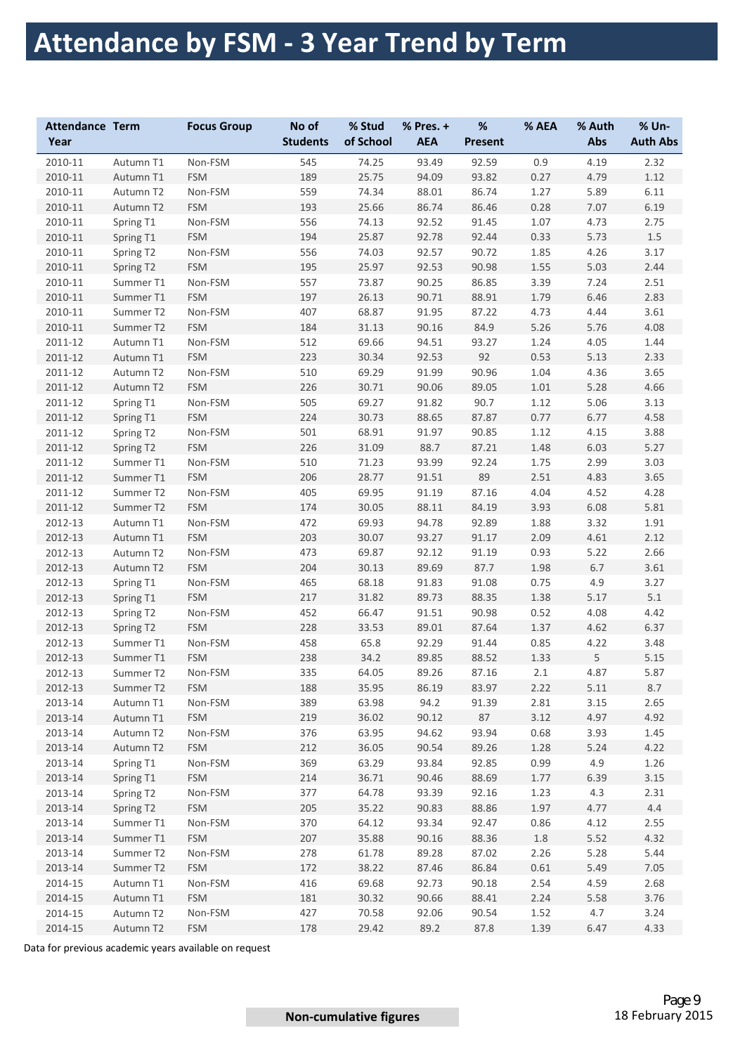# Attendance by FSM - 3 Year Trend by Term

| Attendance Year | Term | Focus Group | No of Students | % Stud of School | % Pres. + AEA | % Present | % AEA | % Auth Abs | % Un-Auth Abs |
|---|---|---|---|---|---|---|---|---|---|
| 2010-11 | Autumn T1 | Non-FSM | 545 | 74.25 | 93.49 | 92.59 | 0.9 | 4.19 | 2.32 |
| 2010-11 | Autumn T1 | FSM | 189 | 25.75 | 94.09 | 93.82 | 0.27 | 4.79 | 1.12 |
| 2010-11 | Autumn T2 | Non-FSM | 559 | 74.34 | 88.01 | 86.74 | 1.27 | 5.89 | 6.11 |
| 2010-11 | Autumn T2 | FSM | 193 | 25.66 | 86.74 | 86.46 | 0.28 | 7.07 | 6.19 |
| 2010-11 | Spring T1 | Non-FSM | 556 | 74.13 | 92.52 | 91.45 | 1.07 | 4.73 | 2.75 |
| 2010-11 | Spring T1 | FSM | 194 | 25.87 | 92.78 | 92.44 | 0.33 | 5.73 | 1.5 |
| 2010-11 | Spring T2 | Non-FSM | 556 | 74.03 | 92.57 | 90.72 | 1.85 | 4.26 | 3.17 |
| 2010-11 | Spring T2 | FSM | 195 | 25.97 | 92.53 | 90.98 | 1.55 | 5.03 | 2.44 |
| 2010-11 | Summer T1 | Non-FSM | 557 | 73.87 | 90.25 | 86.85 | 3.39 | 7.24 | 2.51 |
| 2010-11 | Summer T1 | FSM | 197 | 26.13 | 90.71 | 88.91 | 1.79 | 6.46 | 2.83 |
| 2010-11 | Summer T2 | Non-FSM | 407 | 68.87 | 91.95 | 87.22 | 4.73 | 4.44 | 3.61 |
| 2010-11 | Summer T2 | FSM | 184 | 31.13 | 90.16 | 84.9 | 5.26 | 5.76 | 4.08 |
| 2011-12 | Autumn T1 | Non-FSM | 512 | 69.66 | 94.51 | 93.27 | 1.24 | 4.05 | 1.44 |
| 2011-12 | Autumn T1 | FSM | 223 | 30.34 | 92.53 | 92 | 0.53 | 5.13 | 2.33 |
| 2011-12 | Autumn T2 | Non-FSM | 510 | 69.29 | 91.99 | 90.96 | 1.04 | 4.36 | 3.65 |
| 2011-12 | Autumn T2 | FSM | 226 | 30.71 | 90.06 | 89.05 | 1.01 | 5.28 | 4.66 |
| 2011-12 | Spring T1 | Non-FSM | 505 | 69.27 | 91.82 | 90.7 | 1.12 | 5.06 | 3.13 |
| 2011-12 | Spring T1 | FSM | 224 | 30.73 | 88.65 | 87.87 | 0.77 | 6.77 | 4.58 |
| 2011-12 | Spring T2 | Non-FSM | 501 | 68.91 | 91.97 | 90.85 | 1.12 | 4.15 | 3.88 |
| 2011-12 | Spring T2 | FSM | 226 | 31.09 | 88.7 | 87.21 | 1.48 | 6.03 | 5.27 |
| 2011-12 | Summer T1 | Non-FSM | 510 | 71.23 | 93.99 | 92.24 | 1.75 | 2.99 | 3.03 |
| 2011-12 | Summer T1 | FSM | 206 | 28.77 | 91.51 | 89 | 2.51 | 4.83 | 3.65 |
| 2011-12 | Summer T2 | Non-FSM | 405 | 69.95 | 91.19 | 87.16 | 4.04 | 4.52 | 4.28 |
| 2011-12 | Summer T2 | FSM | 174 | 30.05 | 88.11 | 84.19 | 3.93 | 6.08 | 5.81 |
| 2012-13 | Autumn T1 | Non-FSM | 472 | 69.93 | 94.78 | 92.89 | 1.88 | 3.32 | 1.91 |
| 2012-13 | Autumn T1 | FSM | 203 | 30.07 | 93.27 | 91.17 | 2.09 | 4.61 | 2.12 |
| 2012-13 | Autumn T2 | Non-FSM | 473 | 69.87 | 92.12 | 91.19 | 0.93 | 5.22 | 2.66 |
| 2012-13 | Autumn T2 | FSM | 204 | 30.13 | 89.69 | 87.7 | 1.98 | 6.7 | 3.61 |
| 2012-13 | Spring T1 | Non-FSM | 465 | 68.18 | 91.83 | 91.08 | 0.75 | 4.9 | 3.27 |
| 2012-13 | Spring T1 | FSM | 217 | 31.82 | 89.73 | 88.35 | 1.38 | 5.17 | 5.1 |
| 2012-13 | Spring T2 | Non-FSM | 452 | 66.47 | 91.51 | 90.98 | 0.52 | 4.08 | 4.42 |
| 2012-13 | Spring T2 | FSM | 228 | 33.53 | 89.01 | 87.64 | 1.37 | 4.62 | 6.37 |
| 2012-13 | Summer T1 | Non-FSM | 458 | 65.8 | 92.29 | 91.44 | 0.85 | 4.22 | 3.48 |
| 2012-13 | Summer T1 | FSM | 238 | 34.2 | 89.85 | 88.52 | 1.33 | 5 | 5.15 |
| 2012-13 | Summer T2 | Non-FSM | 335 | 64.05 | 89.26 | 87.16 | 2.1 | 4.87 | 5.87 |
| 2012-13 | Summer T2 | FSM | 188 | 35.95 | 86.19 | 83.97 | 2.22 | 5.11 | 8.7 |
| 2013-14 | Autumn T1 | Non-FSM | 389 | 63.98 | 94.2 | 91.39 | 2.81 | 3.15 | 2.65 |
| 2013-14 | Autumn T1 | FSM | 219 | 36.02 | 90.12 | 87 | 3.12 | 4.97 | 4.92 |
| 2013-14 | Autumn T2 | Non-FSM | 376 | 63.95 | 94.62 | 93.94 | 0.68 | 3.93 | 1.45 |
| 2013-14 | Autumn T2 | FSM | 212 | 36.05 | 90.54 | 89.26 | 1.28 | 5.24 | 4.22 |
| 2013-14 | Spring T1 | Non-FSM | 369 | 63.29 | 93.84 | 92.85 | 0.99 | 4.9 | 1.26 |
| 2013-14 | Spring T1 | FSM | 214 | 36.71 | 90.46 | 88.69 | 1.77 | 6.39 | 3.15 |
| 2013-14 | Spring T2 | Non-FSM | 377 | 64.78 | 93.39 | 92.16 | 1.23 | 4.3 | 2.31 |
| 2013-14 | Spring T2 | FSM | 205 | 35.22 | 90.83 | 88.86 | 1.97 | 4.77 | 4.4 |
| 2013-14 | Summer T1 | Non-FSM | 370 | 64.12 | 93.34 | 92.47 | 0.86 | 4.12 | 2.55 |
| 2013-14 | Summer T1 | FSM | 207 | 35.88 | 90.16 | 88.36 | 1.8 | 5.52 | 4.32 |
| 2013-14 | Summer T2 | Non-FSM | 278 | 61.78 | 89.28 | 87.02 | 2.26 | 5.28 | 5.44 |
| 2013-14 | Summer T2 | FSM | 172 | 38.22 | 87.46 | 86.84 | 0.61 | 5.49 | 7.05 |
| 2014-15 | Autumn T1 | Non-FSM | 416 | 69.68 | 92.73 | 90.18 | 2.54 | 4.59 | 2.68 |
| 2014-15 | Autumn T1 | FSM | 181 | 30.32 | 90.66 | 88.41 | 2.24 | 5.58 | 3.76 |
| 2014-15 | Autumn T2 | Non-FSM | 427 | 70.58 | 92.06 | 90.54 | 1.52 | 4.7 | 3.24 |
| 2014-15 | Autumn T2 | FSM | 178 | 29.42 | 89.2 | 87.8 | 1.39 | 6.47 | 4.33 |

Data for previous academic years available on request

Non-cumulative figures

18 February 2015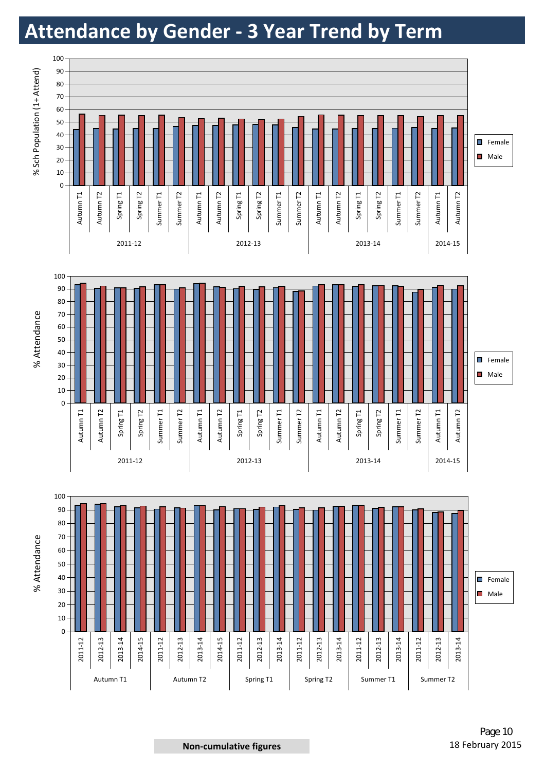# Attendance by Gender - 3 Year Trend by Term

Non-cumulative figures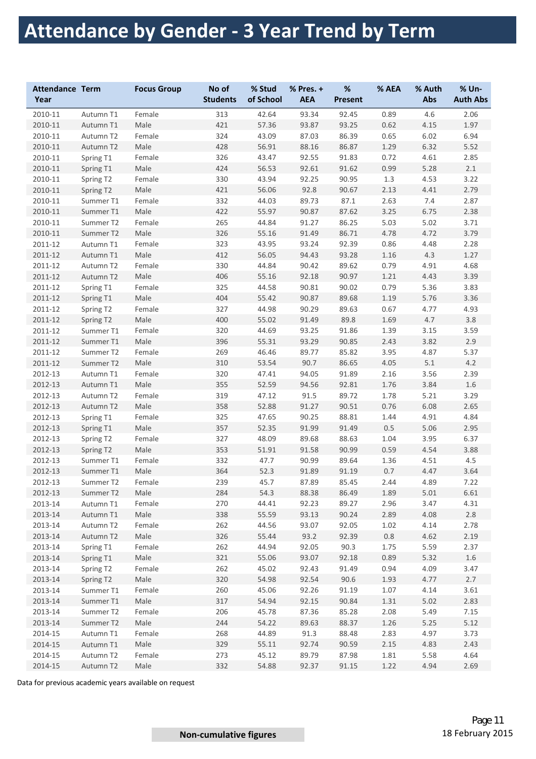# Attendance by Gender - 3 Year Trend by Term

| Attendance Year | Term | Focus Group | No of Students | % Stud of School | % Pres. + AEA | % Present | % AEA | % Auth Abs | % Un-Auth Abs |
|---|---|---|---|---|---|---|---|---|---|
| 2010-11 | Autumn T1 | Female | 313 | 42.64 | 93.34 | 92.45 | 0.89 | 4.6 | 2.06 |
| 2010-11 | Autumn T1 | Male | 421 | 57.36 | 93.87 | 93.25 | 0.62 | 4.15 | 1.97 |
| 2010-11 | Autumn T2 | Female | 324 | 43.09 | 87.03 | 86.39 | 0.65 | 6.02 | 6.94 |
| 2010-11 | Autumn T2 | Male | 428 | 56.91 | 88.16 | 86.87 | 1.29 | 6.32 | 5.52 |
| 2010-11 | Spring T1 | Female | 326 | 43.47 | 92.55 | 91.83 | 0.72 | 4.61 | 2.85 |
| 2010-11 | Spring T1 | Male | 424 | 56.53 | 92.61 | 91.62 | 0.99 | 5.28 | 2.1 |
| 2010-11 | Spring T2 | Female | 330 | 43.94 | 92.25 | 90.95 | 1.3 | 4.53 | 3.22 |
| 2010-11 | Spring T2 | Male | 421 | 56.06 | 92.8 | 90.67 | 2.13 | 4.41 | 2.79 |
| 2010-11 | Summer T1 | Female | 332 | 44.03 | 89.73 | 87.1 | 2.63 | 7.4 | 2.87 |
| 2010-11 | Summer T1 | Male | 422 | 55.97 | 90.87 | 87.62 | 3.25 | 6.75 | 2.38 |
| 2010-11 | Summer T2 | Female | 265 | 44.84 | 91.27 | 86.25 | 5.03 | 5.02 | 3.71 |
| 2010-11 | Summer T2 | Male | 326 | 55.16 | 91.49 | 86.71 | 4.78 | 4.72 | 3.79 |
| 2011-12 | Autumn T1 | Female | 323 | 43.95 | 93.24 | 92.39 | 0.86 | 4.48 | 2.28 |
| 2011-12 | Autumn T1 | Male | 412 | 56.05 | 94.43 | 93.28 | 1.16 | 4.3 | 1.27 |
| 2011-12 | Autumn T2 | Female | 330 | 44.84 | 90.42 | 89.62 | 0.79 | 4.91 | 4.68 |
| 2011-12 | Autumn T2 | Male | 406 | 55.16 | 92.18 | 90.97 | 1.21 | 4.43 | 3.39 |
| 2011-12 | Spring T1 | Female | 325 | 44.58 | 90.81 | 90.02 | 0.79 | 5.36 | 3.83 |
| 2011-12 | Spring T1 | Male | 404 | 55.42 | 90.87 | 89.68 | 1.19 | 5.76 | 3.36 |
| 2011-12 | Spring T2 | Female | 327 | 44.98 | 90.29 | 89.63 | 0.67 | 4.77 | 4.93 |
| 2011-12 | Spring T2 | Male | 400 | 55.02 | 91.49 | 89.8 | 1.69 | 4.7 | 3.8 |
| 2011-12 | Summer T1 | Female | 320 | 44.69 | 93.25 | 91.86 | 1.39 | 3.15 | 3.59 |
| 2011-12 | Summer T1 | Male | 396 | 55.31 | 93.29 | 90.85 | 2.43 | 3.82 | 2.9 |
| 2011-12 | Summer T2 | Female | 269 | 46.46 | 89.77 | 85.82 | 3.95 | 4.87 | 5.37 |
| 2011-12 | Summer T2 | Male | 310 | 53.54 | 90.7 | 86.65 | 4.05 | 5.1 | 4.2 |
| 2012-13 | Autumn T1 | Female | 320 | 47.41 | 94.05 | 91.89 | 2.16 | 3.56 | 2.39 |
| 2012-13 | Autumn T1 | Male | 355 | 52.59 | 94.56 | 92.81 | 1.76 | 3.84 | 1.6 |
| 2012-13 | Autumn T2 | Female | 319 | 47.12 | 91.5 | 89.72 | 1.78 | 5.21 | 3.29 |
| 2012-13 | Autumn T2 | Male | 358 | 52.88 | 91.27 | 90.51 | 0.76 | 6.08 | 2.65 |
| 2012-13 | Spring T1 | Female | 325 | 47.65 | 90.25 | 88.81 | 1.44 | 4.91 | 4.84 |
| 2012-13 | Spring T1 | Male | 357 | 52.35 | 91.99 | 91.49 | 0.5 | 5.06 | 2.95 |
| 2012-13 | Spring T2 | Female | 327 | 48.09 | 89.68 | 88.63 | 1.04 | 3.95 | 6.37 |
| 2012-13 | Spring T2 | Male | 353 | 51.91 | 91.58 | 90.99 | 0.59 | 4.54 | 3.88 |
| 2012-13 | Summer T1 | Female | 332 | 47.7 | 90.99 | 89.64 | 1.36 | 4.51 | 4.5 |
| 2012-13 | Summer T1 | Male | 364 | 52.3 | 91.89 | 91.19 | 0.7 | 4.47 | 3.64 |
| 2012-13 | Summer T2 | Female | 239 | 45.7 | 87.89 | 85.45 | 2.44 | 4.89 | 7.22 |
| 2012-13 | Summer T2 | Male | 284 | 54.3 | 88.38 | 86.49 | 1.89 | 5.01 | 6.61 |
| 2013-14 | Autumn T1 | Female | 270 | 44.41 | 92.23 | 89.27 | 2.96 | 3.47 | 4.31 |
| 2013-14 | Autumn T1 | Male | 338 | 55.59 | 93.13 | 90.24 | 2.89 | 4.08 | 2.8 |
| 2013-14 | Autumn T2 | Female | 262 | 44.56 | 93.07 | 92.05 | 1.02 | 4.14 | 2.78 |
| 2013-14 | Autumn T2 | Male | 326 | 55.44 | 93.2 | 92.39 | 0.8 | 4.62 | 2.19 |
| 2013-14 | Spring T1 | Female | 262 | 44.94 | 92.05 | 90.3 | 1.75 | 5.59 | 2.37 |
| 2013-14 | Spring T1 | Male | 321 | 55.06 | 93.07 | 92.18 | 0.89 | 5.32 | 1.6 |
| 2013-14 | Spring T2 | Female | 262 | 45.02 | 92.43 | 91.49 | 0.94 | 4.09 | 3.47 |
| 2013-14 | Spring T2 | Male | 320 | 54.98 | 92.54 | 90.6 | 1.93 | 4.77 | 2.7 |
| 2013-14 | Summer T1 | Female | 260 | 45.06 | 92.26 | 91.19 | 1.07 | 4.14 | 3.61 |
| 2013-14 | Summer T1 | Male | 317 | 54.94 | 92.15 | 90.84 | 1.31 | 5.02 | 2.83 |
| 2013-14 | Summer T2 | Female | 206 | 45.78 | 87.36 | 85.28 | 2.08 | 5.49 | 7.15 |
| 2013-14 | Summer T2 | Male | 244 | 54.22 | 89.63 | 88.37 | 1.26 | 5.25 | 5.12 |
| 2014-15 | Autumn T1 | Female | 268 | 44.89 | 91.3 | 88.48 | 2.83 | 4.97 | 3.73 |
| 2014-15 | Autumn T1 | Male | 329 | 55.11 | 92.74 | 90.59 | 2.15 | 4.83 | 2.43 |
| 2014-15 | Autumn T2 | Female | 273 | 45.12 | 89.79 | 87.98 | 1.81 | 5.58 | 4.64 |
| 2014-15 | Autumn T2 | Male | 332 | 54.88 | 92.37 | 91.15 | 1.22 | 4.94 | 2.69 |

Data for previous academic years available on request

**Non-cumulative figures**

18 February 2015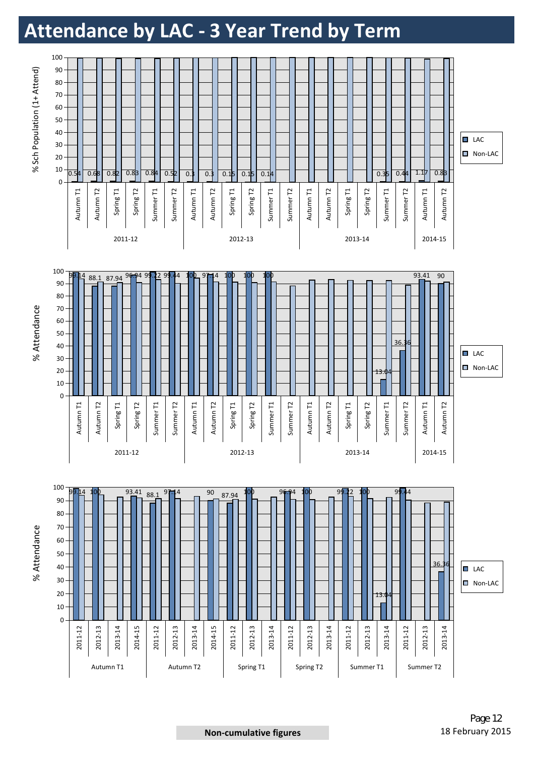# Attendance by LAC - 3 Year Trend by Term

% Sch Population (1+ Attend)

| Year | Term | LAC | Non-LAC |
|---|---|---|---|
| 2011-12 | Autumn T1 | 0.54 | |
| 2011-12 | Autumn T2 | 0.68 | |
| 2011-12 | Spring T1 | 0.82 | |
| 2011-12 | Spring T2 | 0.83 | |
| 2011-12 | Summer T1 | 0.84 | |
| 2011-12 | Summer T2 | 0.52 | |
| 2012-13 | Autumn T1 | 0.3 | |
| 2012-13 | Autumn T2 | 0.3 | |
| 2012-13 | Spring T1 | 0.15 | |
| 2012-13 | Spring T2 | 0.15 | |
| 2012-13 | Summer T1 | 0.14 | |
| 2012-13 | Summer T2 | | |
| 2013-14 | Autumn T1 | | |
| 2013-14 | Autumn T2 | | |
| 2013-14 | Spring T1 | | |
| 2013-14 | Spring T2 | | |
| 2013-14 | Summer T1 | 0.35 | |
| 2013-14 | Summer T2 | 0.44 | |
| 2014-15 | Autumn T1 | 1.17 | |
| 2014-15 | Autumn T2 | 0.83 | |

% Attendance

| Year | Term | LAC | Non-LAC |
|---|---|---|---|
| 2011-12 | Autumn T1 | 99.14 | |
| 2011-12 | Autumn T2 | 88.1 | |
| 2011-12 | Spring T1 | 87.94 | |
| 2011-12 | Spring T2 | 96.94 | |
| 2011-12 | Summer T1 | 99.22 | |
| 2011-12 | Summer T2 | 99.44 | |
| 2012-13 | Autumn T1 | 100 | |
| 2012-13 | Autumn T2 | 97.14 | |
| 2012-13 | Spring T1 | 100 | |
| 2012-13 | Spring T2 | 100 | |
| 2012-13 | Summer T1 | 100 | |
| 2012-13 | Summer T2 | | |
| 2013-14 | Autumn T1 | | |
| 2013-14 | Autumn T2 | | |
| 2013-14 | Spring T1 | | |
| 2013-14 | Spring T2 | | |
| 2013-14 | Summer T1 | 13.04 | |
| 2013-14 | Summer T2 | 36.36 | |
| 2014-15 | Autumn T1 | 93.41 | |
| 2014-15 | Autumn T2 | 90 | |

% Attendance

| Term | Year | LAC | Non-LAC |
|---|---|---|---|
| Autumn T1 | 2011-12 | 99.14 | |
| Autumn T1 | 2012-13 | 100 | |
| Autumn T1 | 2013-14 | | |
| Autumn T1 | 2014-15 | 93.41 | |
| Autumn T2 | 2011-12 | 88.1 | |
| Autumn T2 | 2012-13 | 97.14 | |
| Autumn T2 | 2013-14 | | |
| Autumn T2 | 2014-15 | 90 | |
| Spring T1 | 2011-12 | 87.94 | |
| Spring T1 | 2012-13 | 100 | |
| Spring T1 | 2013-14 | | |
| Spring T2 | 2011-12 | 96.94 | |
| Spring T2 | 2012-13 | 100 | |
| Spring T2 | 2013-14 | | |
| Summer T1 | 2011-12 | 99.22 | |
| Summer T1 | 2012-13 | 100 | |
| Summer T1 | 2013-14 | 13.04 | |
| Summer T2 | 2011-12 | 99.44 | |
| Summer T2 | 2012-13 | | |
| Summer T2 | 2013-14 | 36.36 | |

**Non-cumulative figures**

18 February 2015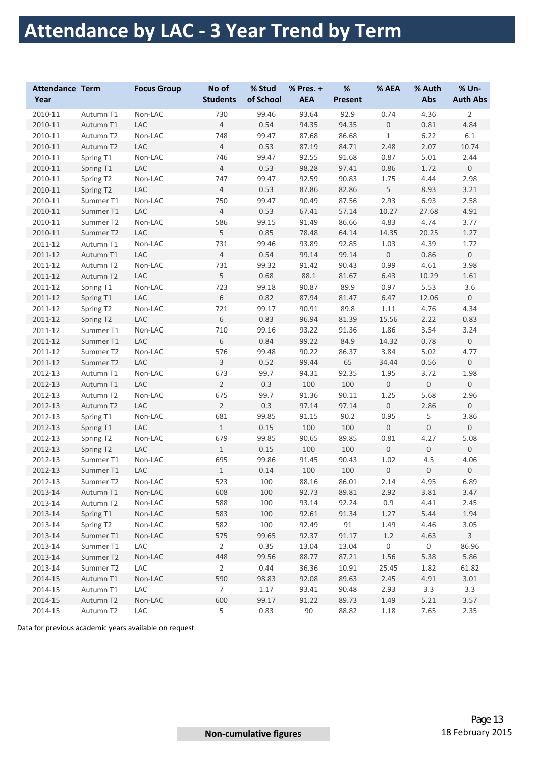# Attendance by LAC - 3 Year Trend by Term

| Attendance Year | Term | Focus Group | No of Students | % Stud of School | % Pres. + AEA | % Present | % AEA | % Auth Abs | % Un-Auth Abs |
|---|---|---|---|---|---|---|---|---|---|
| 2010-11 | Autumn T1 | Non-LAC | 730 | 99.46 | 93.64 | 92.9 | 0.74 | 4.36 | 2 |
| 2010-11 | Autumn T1 | LAC | 4 | 0.54 | 94.35 | 94.35 | 0 | 0.81 | 4.84 |
| 2010-11 | Autumn T2 | Non-LAC | 748 | 99.47 | 87.68 | 86.68 | 1 | 6.22 | 6.1 |
| 2010-11 | Autumn T2 | LAC | 4 | 0.53 | 87.19 | 84.71 | 2.48 | 2.07 | 10.74 |
| 2010-11 | Spring T1 | Non-LAC | 746 | 99.47 | 92.55 | 91.68 | 0.87 | 5.01 | 2.44 |
| 2010-11 | Spring T1 | LAC | 4 | 0.53 | 98.28 | 97.41 | 0.86 | 1.72 | 0 |
| 2010-11 | Spring T2 | Non-LAC | 747 | 99.47 | 92.59 | 90.83 | 1.75 | 4.44 | 2.98 |
| 2010-11 | Spring T2 | LAC | 4 | 0.53 | 87.86 | 82.86 | 5 | 8.93 | 3.21 |
| 2010-11 | Summer T1 | Non-LAC | 750 | 99.47 | 90.49 | 87.56 | 2.93 | 6.93 | 2.58 |
| 2010-11 | Summer T1 | LAC | 4 | 0.53 | 67.41 | 57.14 | 10.27 | 27.68 | 4.91 |
| 2010-11 | Summer T2 | Non-LAC | 586 | 99.15 | 91.49 | 86.66 | 4.83 | 4.74 | 3.77 |
| 2010-11 | Summer T2 | LAC | 5 | 0.85 | 78.48 | 64.14 | 14.35 | 20.25 | 1.27 |
| 2011-12 | Autumn T1 | Non-LAC | 731 | 99.46 | 93.89 | 92.85 | 1.03 | 4.39 | 1.72 |
| 2011-12 | Autumn T1 | LAC | 4 | 0.54 | 99.14 | 99.14 | 0 | 0.86 | 0 |
| 2011-12 | Autumn T2 | Non-LAC | 731 | 99.32 | 91.42 | 90.43 | 0.99 | 4.61 | 3.98 |
| 2011-12 | Autumn T2 | LAC | 5 | 0.68 | 88.1 | 81.67 | 6.43 | 10.29 | 1.61 |
| 2011-12 | Spring T1 | Non-LAC | 723 | 99.18 | 90.87 | 89.9 | 0.97 | 5.53 | 3.6 |
| 2011-12 | Spring T1 | LAC | 6 | 0.82 | 87.94 | 81.47 | 6.47 | 12.06 | 0 |
| 2011-12 | Spring T2 | Non-LAC | 721 | 99.17 | 90.91 | 89.8 | 1.11 | 4.76 | 4.34 |
| 2011-12 | Spring T2 | LAC | 6 | 0.83 | 96.94 | 81.39 | 15.56 | 2.22 | 0.83 |
| 2011-12 | Summer T1 | Non-LAC | 710 | 99.16 | 93.22 | 91.36 | 1.86 | 3.54 | 3.24 |
| 2011-12 | Summer T1 | LAC | 6 | 0.84 | 99.22 | 84.9 | 14.32 | 0.78 | 0 |
| 2011-12 | Summer T2 | Non-LAC | 576 | 99.48 | 90.22 | 86.37 | 3.84 | 5.02 | 4.77 |
| 2011-12 | Summer T2 | LAC | 3 | 0.52 | 99.44 | 65 | 34.44 | 0.56 | 0 |
| 2012-13 | Autumn T1 | Non-LAC | 673 | 99.7 | 94.31 | 92.35 | 1.95 | 3.72 | 1.98 |
| 2012-13 | Autumn T1 | LAC | 2 | 0.3 | 100 | 100 | 0 | 0 | 0 |
| 2012-13 | Autumn T2 | Non-LAC | 675 | 99.7 | 91.36 | 90.11 | 1.25 | 5.68 | 2.96 |
| 2012-13 | Autumn T2 | LAC | 2 | 0.3 | 97.14 | 97.14 | 0 | 2.86 | 0 |
| 2012-13 | Spring T1 | Non-LAC | 681 | 99.85 | 91.15 | 90.2 | 0.95 | 5 | 3.86 |
| 2012-13 | Spring T1 | LAC | 1 | 0.15 | 100 | 100 | 0 | 0 | 0 |
| 2012-13 | Spring T2 | Non-LAC | 679 | 99.85 | 90.65 | 89.85 | 0.81 | 4.27 | 5.08 |
| 2012-13 | Spring T2 | LAC | 1 | 0.15 | 100 | 100 | 0 | 0 | 0 |
| 2012-13 | Summer T1 | Non-LAC | 695 | 99.86 | 91.45 | 90.43 | 1.02 | 4.5 | 4.06 |
| 2012-13 | Summer T1 | LAC | 1 | 0.14 | 100 | 100 | 0 | 0 | 0 |
| 2012-13 | Summer T2 | Non-LAC | 523 | 100 | 88.16 | 86.01 | 2.14 | 4.95 | 6.89 |
| 2013-14 | Autumn T1 | Non-LAC | 608 | 100 | 92.73 | 89.81 | 2.92 | 3.81 | 3.47 |
| 2013-14 | Autumn T2 | Non-LAC | 588 | 100 | 93.14 | 92.24 | 0.9 | 4.41 | 2.45 |
| 2013-14 | Spring T1 | Non-LAC | 583 | 100 | 92.61 | 91.34 | 1.27 | 5.44 | 1.94 |
| 2013-14 | Spring T2 | Non-LAC | 582 | 100 | 92.49 | 91 | 1.49 | 4.46 | 3.05 |
| 2013-14 | Summer T1 | Non-LAC | 575 | 99.65 | 92.37 | 91.17 | 1.2 | 4.63 | 3 |
| 2013-14 | Summer T1 | LAC | 2 | 0.35 | 13.04 | 13.04 | 0 | 0 | 86.96 |
| 2013-14 | Summer T2 | Non-LAC | 448 | 99.56 | 88.77 | 87.21 | 1.56 | 5.38 | 5.86 |
| 2013-14 | Summer T2 | LAC | 2 | 0.44 | 36.36 | 10.91 | 25.45 | 1.82 | 61.82 |
| 2014-15 | Autumn T1 | Non-LAC | 590 | 98.83 | 92.08 | 89.63 | 2.45 | 4.91 | 3.01 |
| 2014-15 | Autumn T1 | LAC | 7 | 1.17 | 93.41 | 90.48 | 2.93 | 3.3 | 3.3 |
| 2014-15 | Autumn T2 | Non-LAC | 600 | 99.17 | 91.22 | 89.73 | 1.49 | 5.21 | 3.57 |
| 2014-15 | Autumn T2 | LAC | 5 | 0.83 | 90 | 88.82 | 1.18 | 7.65 | 2.35 |

Data for previous academic years available on request

**Non-cumulative figures**

18 February 2015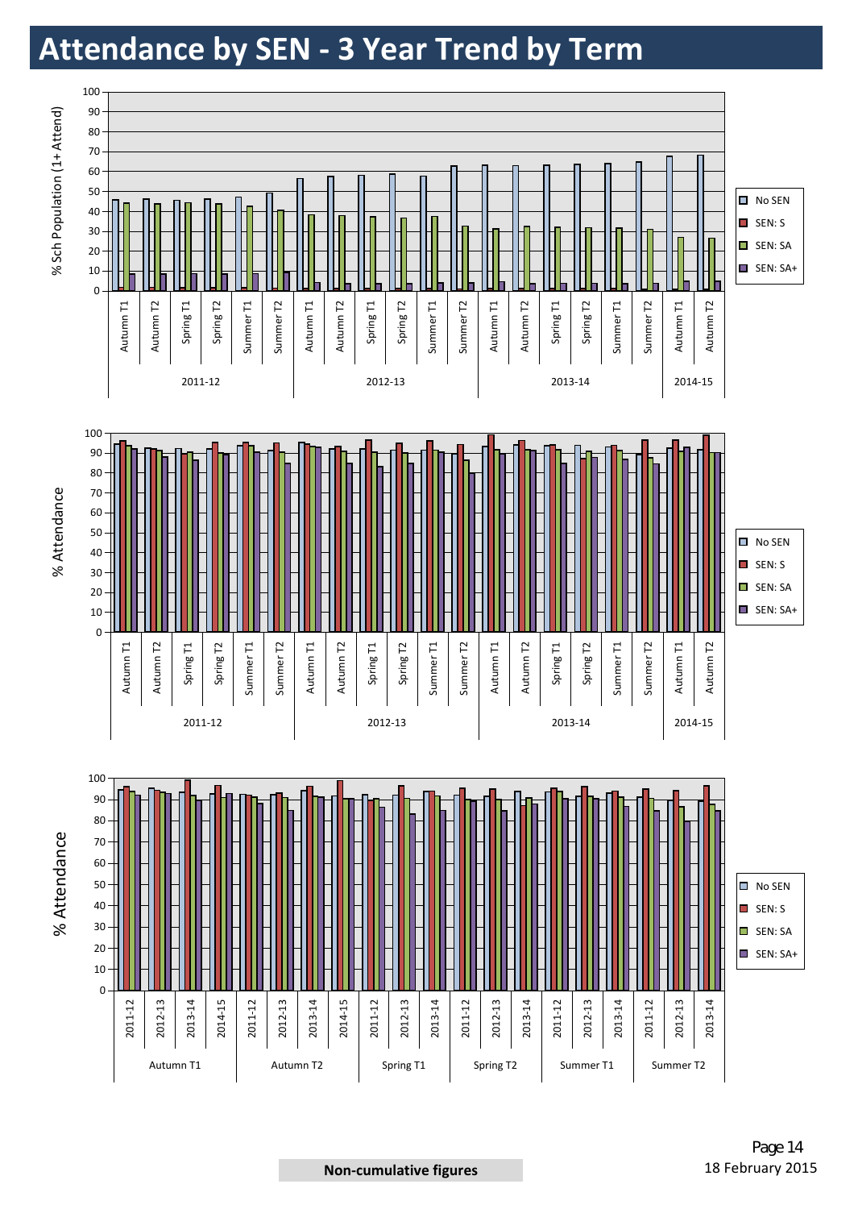# Attendance by SEN - 3 Year Trend by Term

% Sch Population (1+ Attend)

No SEN | SEN: S | SEN: SA | SEN: SA+

% Attendance

No SEN | SEN: S | SEN: SA | SEN: SA+

% Attendance

No SEN | SEN: S | SEN: SA | SEN: SA+

**Non-cumulative figures**

18 February 2015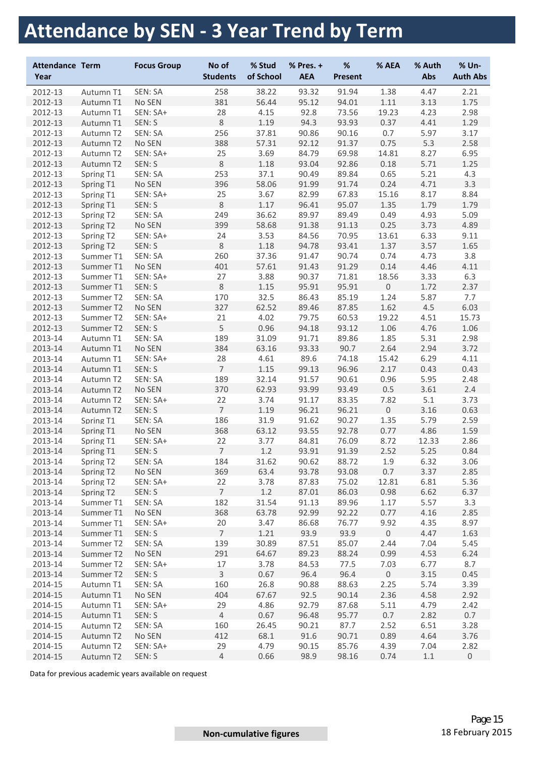# Attendance by SEN - 3 Year Trend by Term

| Attendance Year | Term | Focus Group | No of Students | % Stud of School | % Pres. + AEA | % Present | % AEA | % Auth Abs | % Un-Auth Abs |
|---|---|---|---|---|---|---|---|---|---|
| 2012-13 | Autumn T1 | SEN: SA | 258 | 38.22 | 93.32 | 91.94 | 1.38 | 4.47 | 2.21 |
| 2012-13 | Autumn T1 | No SEN | 381 | 56.44 | 95.12 | 94.01 | 1.11 | 3.13 | 1.75 |
| 2012-13 | Autumn T1 | SEN: SA+ | 28 | 4.15 | 92.8 | 73.56 | 19.23 | 4.23 | 2.98 |
| 2012-13 | Autumn T1 | SEN: S | 8 | 1.19 | 94.3 | 93.93 | 0.37 | 4.41 | 1.29 |
| 2012-13 | Autumn T2 | SEN: SA | 256 | 37.81 | 90.86 | 90.16 | 0.7 | 5.97 | 3.17 |
| 2012-13 | Autumn T2 | No SEN | 388 | 57.31 | 92.12 | 91.37 | 0.75 | 5.3 | 2.58 |
| 2012-13 | Autumn T2 | SEN: SA+ | 25 | 3.69 | 84.79 | 69.98 | 14.81 | 8.27 | 6.95 |
| 2012-13 | Autumn T2 | SEN: S | 8 | 1.18 | 93.04 | 92.86 | 0.18 | 5.71 | 1.25 |
| 2012-13 | Spring T1 | SEN: SA | 253 | 37.1 | 90.49 | 89.84 | 0.65 | 5.21 | 4.3 |
| 2012-13 | Spring T1 | No SEN | 396 | 58.06 | 91.99 | 91.74 | 0.24 | 4.71 | 3.3 |
| 2012-13 | Spring T1 | SEN: SA+ | 25 | 3.67 | 82.99 | 67.83 | 15.16 | 8.17 | 8.84 |
| 2012-13 | Spring T1 | SEN: S | 8 | 1.17 | 96.41 | 95.07 | 1.35 | 1.79 | 1.79 |
| 2012-13 | Spring T2 | SEN: SA | 249 | 36.62 | 89.97 | 89.49 | 0.49 | 4.93 | 5.09 |
| 2012-13 | Spring T2 | No SEN | 399 | 58.68 | 91.38 | 91.13 | 0.25 | 3.73 | 4.89 |
| 2012-13 | Spring T2 | SEN: SA+ | 24 | 3.53 | 84.56 | 70.95 | 13.61 | 6.33 | 9.11 |
| 2012-13 | Spring T2 | SEN: S | 8 | 1.18 | 94.78 | 93.41 | 1.37 | 3.57 | 1.65 |
| 2012-13 | Summer T1 | SEN: SA | 260 | 37.36 | 91.47 | 90.74 | 0.74 | 4.73 | 3.8 |
| 2012-13 | Summer T1 | No SEN | 401 | 57.61 | 91.43 | 91.29 | 0.14 | 4.46 | 4.11 |
| 2012-13 | Summer T1 | SEN: SA+ | 27 | 3.88 | 90.37 | 71.81 | 18.56 | 3.33 | 6.3 |
| 2012-13 | Summer T1 | SEN: S | 8 | 1.15 | 95.91 | 95.91 | 0 | 1.72 | 2.37 |
| 2012-13 | Summer T2 | SEN: SA | 170 | 32.5 | 86.43 | 85.19 | 1.24 | 5.87 | 7.7 |
| 2012-13 | Summer T2 | No SEN | 327 | 62.52 | 89.46 | 87.85 | 1.62 | 4.5 | 6.03 |
| 2012-13 | Summer T2 | SEN: SA+ | 21 | 4.02 | 79.75 | 60.53 | 19.22 | 4.51 | 15.73 |
| 2012-13 | Summer T2 | SEN: S | 5 | 0.96 | 94.18 | 93.12 | 1.06 | 4.76 | 1.06 |
| 2013-14 | Autumn T1 | SEN: SA | 189 | 31.09 | 91.71 | 89.86 | 1.85 | 5.31 | 2.98 |
| 2013-14 | Autumn T1 | No SEN | 384 | 63.16 | 93.33 | 90.7 | 2.64 | 2.94 | 3.72 |
| 2013-14 | Autumn T1 | SEN: SA+ | 28 | 4.61 | 89.6 | 74.18 | 15.42 | 6.29 | 4.11 |
| 2013-14 | Autumn T1 | SEN: S | 7 | 1.15 | 99.13 | 96.96 | 2.17 | 0.43 | 0.43 |
| 2013-14 | Autumn T2 | SEN: SA | 189 | 32.14 | 91.57 | 90.61 | 0.96 | 5.95 | 2.48 |
| 2013-14 | Autumn T2 | No SEN | 370 | 62.93 | 93.99 | 93.49 | 0.5 | 3.61 | 2.4 |
| 2013-14 | Autumn T2 | SEN: SA+ | 22 | 3.74 | 91.17 | 83.35 | 7.82 | 5.1 | 3.73 |
| 2013-14 | Autumn T2 | SEN: S | 7 | 1.19 | 96.21 | 96.21 | 0 | 3.16 | 0.63 |
| 2013-14 | Spring T1 | SEN: SA | 186 | 31.9 | 91.62 | 90.27 | 1.35 | 5.79 | 2.59 |
| 2013-14 | Spring T1 | No SEN | 368 | 63.12 | 93.55 | 92.78 | 0.77 | 4.86 | 1.59 |
| 2013-14 | Spring T1 | SEN: SA+ | 22 | 3.77 | 84.81 | 76.09 | 8.72 | 12.33 | 2.86 |
| 2013-14 | Spring T1 | SEN: S | 7 | 1.2 | 93.91 | 91.39 | 2.52 | 5.25 | 0.84 |
| 2013-14 | Spring T2 | SEN: SA | 184 | 31.62 | 90.62 | 88.72 | 1.9 | 6.32 | 3.06 |
| 2013-14 | Spring T2 | No SEN | 369 | 63.4 | 93.78 | 93.08 | 0.7 | 3.37 | 2.85 |
| 2013-14 | Spring T2 | SEN: SA+ | 22 | 3.78 | 87.83 | 75.02 | 12.81 | 6.81 | 5.36 |
| 2013-14 | Spring T2 | SEN: S | 7 | 1.2 | 87.01 | 86.03 | 0.98 | 6.62 | 6.37 |
| 2013-14 | Summer T1 | SEN: SA | 182 | 31.54 | 91.13 | 89.96 | 1.17 | 5.57 | 3.3 |
| 2013-14 | Summer T1 | No SEN | 368 | 63.78 | 92.99 | 92.22 | 0.77 | 4.16 | 2.85 |
| 2013-14 | Summer T1 | SEN: SA+ | 20 | 3.47 | 86.68 | 76.77 | 9.92 | 4.35 | 8.97 |
| 2013-14 | Summer T1 | SEN: S | 7 | 1.21 | 93.9 | 93.9 | 0 | 4.47 | 1.63 |
| 2013-14 | Summer T2 | SEN: SA | 139 | 30.89 | 87.51 | 85.07 | 2.44 | 7.04 | 5.45 |
| 2013-14 | Summer T2 | No SEN | 291 | 64.67 | 89.23 | 88.24 | 0.99 | 4.53 | 6.24 |
| 2013-14 | Summer T2 | SEN: SA+ | 17 | 3.78 | 84.53 | 77.5 | 7.03 | 6.77 | 8.7 |
| 2013-14 | Summer T2 | SEN: S | 3 | 0.67 | 96.4 | 96.4 | 0 | 3.15 | 0.45 |
| 2014-15 | Autumn T1 | SEN: SA | 160 | 26.8 | 90.88 | 88.63 | 2.25 | 5.74 | 3.39 |
| 2014-15 | Autumn T1 | No SEN | 404 | 67.67 | 92.5 | 90.14 | 2.36 | 4.58 | 2.92 |
| 2014-15 | Autumn T1 | SEN: SA+ | 29 | 4.86 | 92.79 | 87.68 | 5.11 | 4.79 | 2.42 |
| 2014-15 | Autumn T1 | SEN: S | 4 | 0.67 | 96.48 | 95.77 | 0.7 | 2.82 | 0.7 |
| 2014-15 | Autumn T2 | SEN: SA | 160 | 26.45 | 90.21 | 87.7 | 2.52 | 6.51 | 3.28 |
| 2014-15 | Autumn T2 | No SEN | 412 | 68.1 | 91.6 | 90.71 | 0.89 | 4.64 | 3.76 |
| 2014-15 | Autumn T2 | SEN: SA+ | 29 | 4.79 | 90.15 | 85.76 | 4.39 | 7.04 | 2.82 |
| 2014-15 | Autumn T2 | SEN: S | 4 | 0.66 | 98.9 | 98.16 | 0.74 | 1.1 | 0 |

Data for previous academic years available on request

**Non-cumulative figures**

18 February 2015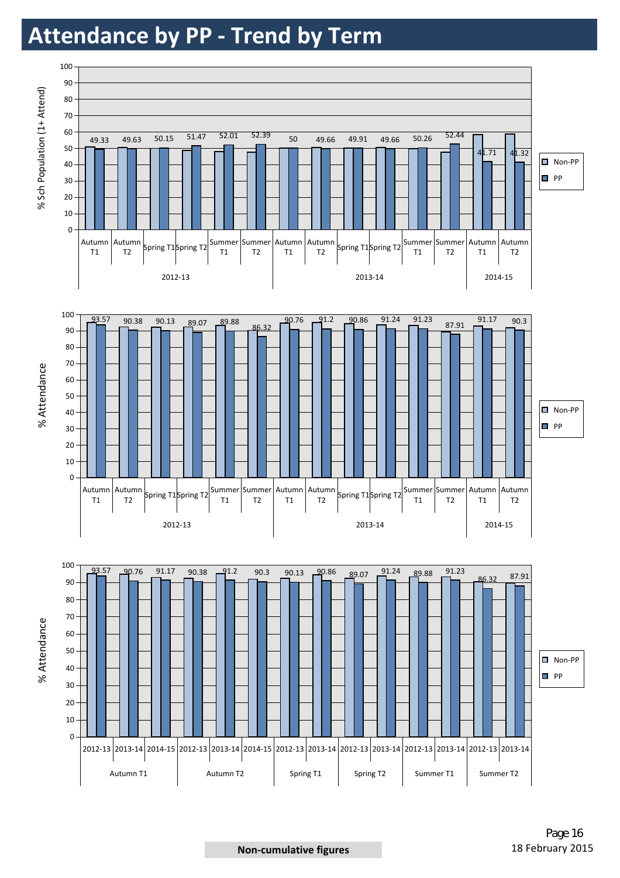# Attendance by PP - Trend by Term

% Sch Population (1+ Attend)

| Year | Term | Non-PP | PP |
|---|---|---|---|
| 2012-13 | Autumn T1 | | 49.33 |
| 2012-13 | Autumn T2 | | 49.63 |
| 2012-13 | Spring T1 | | 50.15 |
| 2012-13 | Spring T2 | | 51.47 |
| 2012-13 | Summer T1 | | 52.01 |
| 2012-13 | Summer T2 | | 52.39 |
| 2013-14 | Autumn T1 | | 50 |
| 2013-14 | Autumn T2 | | 49.66 |
| 2013-14 | Spring T1 | | 49.91 |
| 2013-14 | Spring T2 | | 49.66 |
| 2013-14 | Summer T1 | | 50.26 |
| 2013-14 | Summer T2 | | 52.44 |
| 2014-15 | Autumn T1 | | 41.71 |
| 2014-15 | Autumn T2 | | 41.32 |

% Attendance

| Year | Term | Non-PP | PP |
|---|---|---|---|
| 2012-13 | Autumn T1 | 93.57 | |
| 2012-13 | Autumn T2 | | 90.38 |
| 2012-13 | Spring T1 | | 90.13 |
| 2012-13 | Spring T2 | | 89.07 |
| 2012-13 | Summer T1 | | 89.88 |
| 2012-13 | Summer T2 | | 86.32 |
| 2013-14 | Autumn T1 | | 90.76 |
| 2013-14 | Autumn T2 | | 91.2 |
| 2013-14 | Spring T1 | | 90.86 |
| 2013-14 | Spring T2 | | 91.24 |
| 2013-14 | Summer T1 | | 91.23 |
| 2013-14 | Summer T2 | | 87.91 |
| 2014-15 | Autumn T1 | | 91.17 |
| 2014-15 | Autumn T2 | | 90.3 |

% Attendance

| Term | Year | Non-PP | PP |
|---|---|---|---|
| Autumn T1 | 2012-13 | 93.57 | |
| Autumn T1 | 2013-14 | | 90.76 |
| Autumn T1 | 2014-15 | | 91.17 |
| Autumn T2 | 2012-13 | | 90.38 |
| Autumn T2 | 2013-14 | | 91.2 |
| Autumn T2 | 2014-15 | | 90.3 |
| Spring T1 | 2012-13 | | 90.13 |
| Spring T1 | 2013-14 | | 90.86 |
| Spring T2 | 2012-13 | | 89.07 |
| Spring T2 | 2013-14 | | 91.24 |
| Summer T1 | 2012-13 | | 89.88 |
| Summer T1 | 2013-14 | | 91.23 |
| Summer T2 | 2012-13 | | 86.32 |
| Summer T2 | 2013-14 | | 87.91 |

Non-cumulative figures

18 February 2015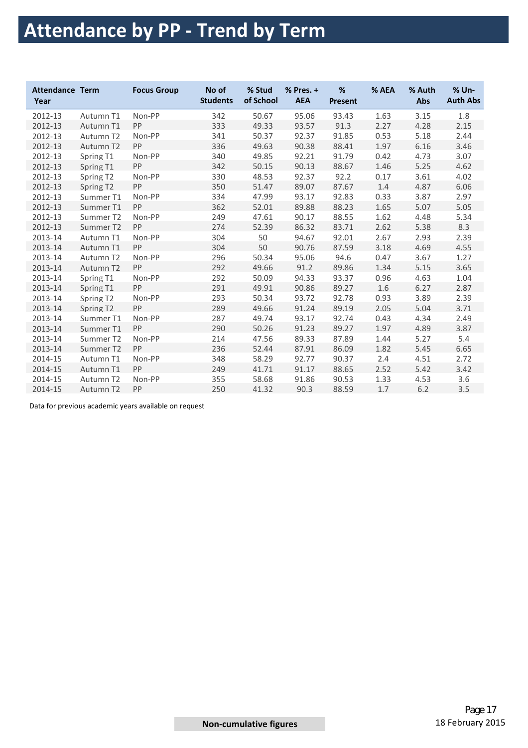# Attendance by PP - Trend by Term

| Attendance Year | Term | Focus Group | No of Students | % Stud of School | % Pres. + AEA | % Present | % AEA | % Auth Abs | % Un-Auth Abs |
|---|---|---|---|---|---|---|---|---|---|
| 2012-13 | Autumn T1 | Non-PP | 342 | 50.67 | 95.06 | 93.43 | 1.63 | 3.15 | 1.8 |
| 2012-13 | Autumn T1 | PP | 333 | 49.33 | 93.57 | 91.3 | 2.27 | 4.28 | 2.15 |
| 2012-13 | Autumn T2 | Non-PP | 341 | 50.37 | 92.37 | 91.85 | 0.53 | 5.18 | 2.44 |
| 2012-13 | Autumn T2 | PP | 336 | 49.63 | 90.38 | 88.41 | 1.97 | 6.16 | 3.46 |
| 2012-13 | Spring T1 | Non-PP | 340 | 49.85 | 92.21 | 91.79 | 0.42 | 4.73 | 3.07 |
| 2012-13 | Spring T1 | PP | 342 | 50.15 | 90.13 | 88.67 | 1.46 | 5.25 | 4.62 |
| 2012-13 | Spring T2 | Non-PP | 330 | 48.53 | 92.37 | 92.2 | 0.17 | 3.61 | 4.02 |
| 2012-13 | Spring T2 | PP | 350 | 51.47 | 89.07 | 87.67 | 1.4 | 4.87 | 6.06 |
| 2012-13 | Summer T1 | Non-PP | 334 | 47.99 | 93.17 | 92.83 | 0.33 | 3.87 | 2.97 |
| 2012-13 | Summer T1 | PP | 362 | 52.01 | 89.88 | 88.23 | 1.65 | 5.07 | 5.05 |
| 2012-13 | Summer T2 | Non-PP | 249 | 47.61 | 90.17 | 88.55 | 1.62 | 4.48 | 5.34 |
| 2012-13 | Summer T2 | PP | 274 | 52.39 | 86.32 | 83.71 | 2.62 | 5.38 | 8.3 |
| 2013-14 | Autumn T1 | Non-PP | 304 | 50 | 94.67 | 92.01 | 2.67 | 2.93 | 2.39 |
| 2013-14 | Autumn T1 | PP | 304 | 50 | 90.76 | 87.59 | 3.18 | 4.69 | 4.55 |
| 2013-14 | Autumn T2 | Non-PP | 296 | 50.34 | 95.06 | 94.6 | 0.47 | 3.67 | 1.27 |
| 2013-14 | Autumn T2 | PP | 292 | 49.66 | 91.2 | 89.86 | 1.34 | 5.15 | 3.65 |
| 2013-14 | Spring T1 | Non-PP | 292 | 50.09 | 94.33 | 93.37 | 0.96 | 4.63 | 1.04 |
| 2013-14 | Spring T1 | PP | 291 | 49.91 | 90.86 | 89.27 | 1.6 | 6.27 | 2.87 |
| 2013-14 | Spring T2 | Non-PP | 293 | 50.34 | 93.72 | 92.78 | 0.93 | 3.89 | 2.39 |
| 2013-14 | Spring T2 | PP | 289 | 49.66 | 91.24 | 89.19 | 2.05 | 5.04 | 3.71 |
| 2013-14 | Summer T1 | Non-PP | 287 | 49.74 | 93.17 | 92.74 | 0.43 | 4.34 | 2.49 |
| 2013-14 | Summer T1 | PP | 290 | 50.26 | 91.23 | 89.27 | 1.97 | 4.89 | 3.87 |
| 2013-14 | Summer T2 | Non-PP | 214 | 47.56 | 89.33 | 87.89 | 1.44 | 5.27 | 5.4 |
| 2013-14 | Summer T2 | PP | 236 | 52.44 | 87.91 | 86.09 | 1.82 | 5.45 | 6.65 |
| 2014-15 | Autumn T1 | Non-PP | 348 | 58.29 | 92.77 | 90.37 | 2.4 | 4.51 | 2.72 |
| 2014-15 | Autumn T1 | PP | 249 | 41.71 | 91.17 | 88.65 | 2.52 | 5.42 | 3.42 |
| 2014-15 | Autumn T2 | Non-PP | 355 | 58.68 | 91.86 | 90.53 | 1.33 | 4.53 | 3.6 |
| 2014-15 | Autumn T2 | PP | 250 | 41.32 | 90.3 | 88.59 | 1.7 | 6.2 | 3.5 |

Data for previous academic years available on request

**Non-cumulative figures**

18 February 2015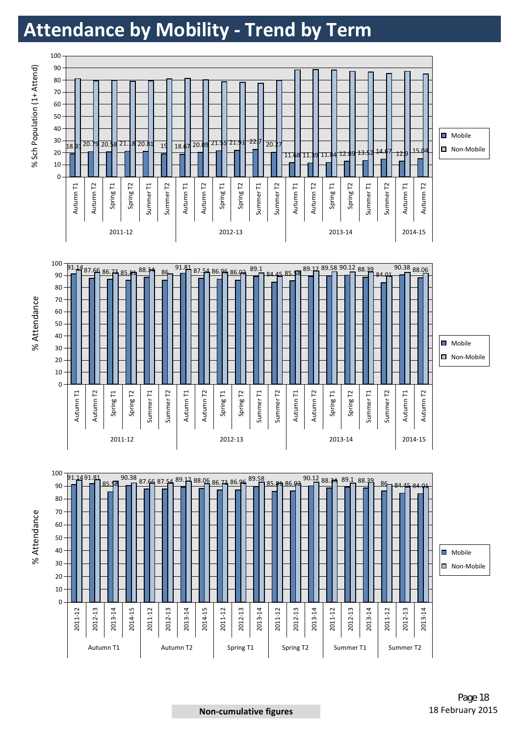# Attendance by Mobility - Trend by Term

| Year | Term | Mobile (% Sch Population, 1+ Attend) |
|---|---|---|
| 2011-12 | Autumn T1 | 18.91 |
| 2011-12 | Autumn T2 | 20.79 |
| 2011-12 | Spring T1 | 20.58 |
| 2011-12 | Spring T2 | 21.18 |
| 2011-12 | Summer T1 | 20.81 |
| 2011-12 | Summer T2 | 19 |
| 2012-13 | Autumn T1 | 18.67 |
| 2012-13 | Autumn T2 | 20.09 |
| 2012-13 | Spring T1 | 21.55 |
| 2012-13 | Spring T2 | 21.91 |
| 2012-13 | Summer T1 | 22.7 |
| 2012-13 | Summer T2 | 20.27 |
| 2013-14 | Autumn T1 | 11.68 |
| 2013-14 | Autumn T2 | 11.39 |
| 2013-14 | Spring T1 | 11.84 |
| 2013-14 | Spring T2 | 12.89 |
| 2013-14 | Summer T1 | 13.52 |
| 2013-14 | Summer T2 | 14.67 |
| 2014-15 | Autumn T1 | 12.9 |
| 2014-15 | Autumn T2 | 15.04 |

| Year | Term | Mobile (% Attendance) |
|---|---|---|
| 2011-12 | Autumn T1 | 91.14 |
| 2011-12 | Autumn T2 | 87.66 |
| 2011-12 | Spring T1 | 86.73 |
| 2011-12 | Spring T2 | 85.81 |
| 2011-12 | Summer T1 | 88.34 |
| 2011-12 | Summer T2 | 86 |
| 2012-13 | Autumn T1 | 91.81 |
| 2012-13 | Autumn T2 | 87.54 |
| 2012-13 | Spring T1 | 86.96 |
| 2012-13 | Spring T2 | 86.02 |
| 2012-13 | Summer T1 | 89.1 |
| 2012-13 | Summer T2 | 84.45 |
| 2013-14 | Autumn T1 | 85.58 |
| 2013-14 | Autumn T2 | 89.12 |
| 2013-14 | Spring T1 | 89.58 |
| 2013-14 | Spring T2 | 90.12 |
| 2013-14 | Summer T1 | 88.39 |
| 2013-14 | Summer T2 | 84.01 |
| 2014-15 | Autumn T1 | 90.38 |
| 2014-15 | Autumn T2 | 88.06 |

Non-cumulative figures

18 February 2015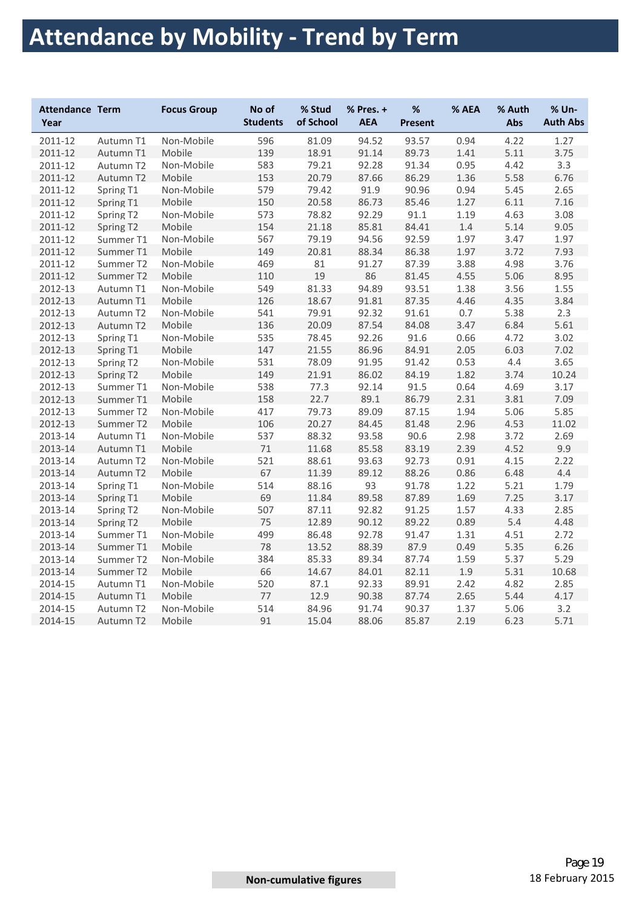# Attendance by Mobility - Trend by Term

| Attendance Year | Term | Focus Group | No of Students | % Stud of School | % Pres. + AEA | % Present | % AEA | % Auth Abs | % Un-Auth Abs |
|---|---|---|---|---|---|---|---|---|---|
| 2011-12 | Autumn T1 | Non-Mobile | 596 | 81.09 | 94.52 | 93.57 | 0.94 | 4.22 | 1.27 |
| 2011-12 | Autumn T1 | Mobile | 139 | 18.91 | 91.14 | 89.73 | 1.41 | 5.11 | 3.75 |
| 2011-12 | Autumn T2 | Non-Mobile | 583 | 79.21 | 92.28 | 91.34 | 0.95 | 4.42 | 3.3 |
| 2011-12 | Autumn T2 | Mobile | 153 | 20.79 | 87.66 | 86.29 | 1.36 | 5.58 | 6.76 |
| 2011-12 | Spring T1 | Non-Mobile | 579 | 79.42 | 91.9 | 90.96 | 0.94 | 5.45 | 2.65 |
| 2011-12 | Spring T1 | Mobile | 150 | 20.58 | 86.73 | 85.46 | 1.27 | 6.11 | 7.16 |
| 2011-12 | Spring T2 | Non-Mobile | 573 | 78.82 | 92.29 | 91.1 | 1.19 | 4.63 | 3.08 |
| 2011-12 | Spring T2 | Mobile | 154 | 21.18 | 85.81 | 84.41 | 1.4 | 5.14 | 9.05 |
| 2011-12 | Summer T1 | Non-Mobile | 567 | 79.19 | 94.56 | 92.59 | 1.97 | 3.47 | 1.97 |
| 2011-12 | Summer T1 | Mobile | 149 | 20.81 | 88.34 | 86.38 | 1.97 | 3.72 | 7.93 |
| 2011-12 | Summer T2 | Non-Mobile | 469 | 81 | 91.27 | 87.39 | 3.88 | 4.98 | 3.76 |
| 2011-12 | Summer T2 | Mobile | 110 | 19 | 86 | 81.45 | 4.55 | 5.06 | 8.95 |
| 2012-13 | Autumn T1 | Non-Mobile | 549 | 81.33 | 94.89 | 93.51 | 1.38 | 3.56 | 1.55 |
| 2012-13 | Autumn T1 | Mobile | 126 | 18.67 | 91.81 | 87.35 | 4.46 | 4.35 | 3.84 |
| 2012-13 | Autumn T2 | Non-Mobile | 541 | 79.91 | 92.32 | 91.61 | 0.7 | 5.38 | 2.3 |
| 2012-13 | Autumn T2 | Mobile | 136 | 20.09 | 87.54 | 84.08 | 3.47 | 6.84 | 5.61 |
| 2012-13 | Spring T1 | Non-Mobile | 535 | 78.45 | 92.26 | 91.6 | 0.66 | 4.72 | 3.02 |
| 2012-13 | Spring T1 | Mobile | 147 | 21.55 | 86.96 | 84.91 | 2.05 | 6.03 | 7.02 |
| 2012-13 | Spring T2 | Non-Mobile | 531 | 78.09 | 91.95 | 91.42 | 0.53 | 4.4 | 3.65 |
| 2012-13 | Spring T2 | Mobile | 149 | 21.91 | 86.02 | 84.19 | 1.82 | 3.74 | 10.24 |
| 2012-13 | Summer T1 | Non-Mobile | 538 | 77.3 | 92.14 | 91.5 | 0.64 | 4.69 | 3.17 |
| 2012-13 | Summer T1 | Mobile | 158 | 22.7 | 89.1 | 86.79 | 2.31 | 3.81 | 7.09 |
| 2012-13 | Summer T2 | Non-Mobile | 417 | 79.73 | 89.09 | 87.15 | 1.94 | 5.06 | 5.85 |
| 2012-13 | Summer T2 | Mobile | 106 | 20.27 | 84.45 | 81.48 | 2.96 | 4.53 | 11.02 |
| 2013-14 | Autumn T1 | Non-Mobile | 537 | 88.32 | 93.58 | 90.6 | 2.98 | 3.72 | 2.69 |
| 2013-14 | Autumn T1 | Mobile | 71 | 11.68 | 85.58 | 83.19 | 2.39 | 4.52 | 9.9 |
| 2013-14 | Autumn T2 | Non-Mobile | 521 | 88.61 | 93.63 | 92.73 | 0.91 | 4.15 | 2.22 |
| 2013-14 | Autumn T2 | Mobile | 67 | 11.39 | 89.12 | 88.26 | 0.86 | 6.48 | 4.4 |
| 2013-14 | Spring T1 | Non-Mobile | 514 | 88.16 | 93 | 91.78 | 1.22 | 5.21 | 1.79 |
| 2013-14 | Spring T1 | Mobile | 69 | 11.84 | 89.58 | 87.89 | 1.69 | 7.25 | 3.17 |
| 2013-14 | Spring T2 | Non-Mobile | 507 | 87.11 | 92.82 | 91.25 | 1.57 | 4.33 | 2.85 |
| 2013-14 | Spring T2 | Mobile | 75 | 12.89 | 90.12 | 89.22 | 0.89 | 5.4 | 4.48 |
| 2013-14 | Summer T1 | Non-Mobile | 499 | 86.48 | 92.78 | 91.47 | 1.31 | 4.51 | 2.72 |
| 2013-14 | Summer T1 | Mobile | 78 | 13.52 | 88.39 | 87.9 | 0.49 | 5.35 | 6.26 |
| 2013-14 | Summer T2 | Non-Mobile | 384 | 85.33 | 89.34 | 87.74 | 1.59 | 5.37 | 5.29 |
| 2013-14 | Summer T2 | Mobile | 66 | 14.67 | 84.01 | 82.11 | 1.9 | 5.31 | 10.68 |
| 2014-15 | Autumn T1 | Non-Mobile | 520 | 87.1 | 92.33 | 89.91 | 2.42 | 4.82 | 2.85 |
| 2014-15 | Autumn T1 | Mobile | 77 | 12.9 | 90.38 | 87.74 | 2.65 | 5.44 | 4.17 |
| 2014-15 | Autumn T2 | Non-Mobile | 514 | 84.96 | 91.74 | 90.37 | 1.37 | 5.06 | 3.2 |
| 2014-15 | Autumn T2 | Mobile | 91 | 15.04 | 88.06 | 85.87 | 2.19 | 6.23 | 5.71 |

**Non-cumulative figures**

18 February 2015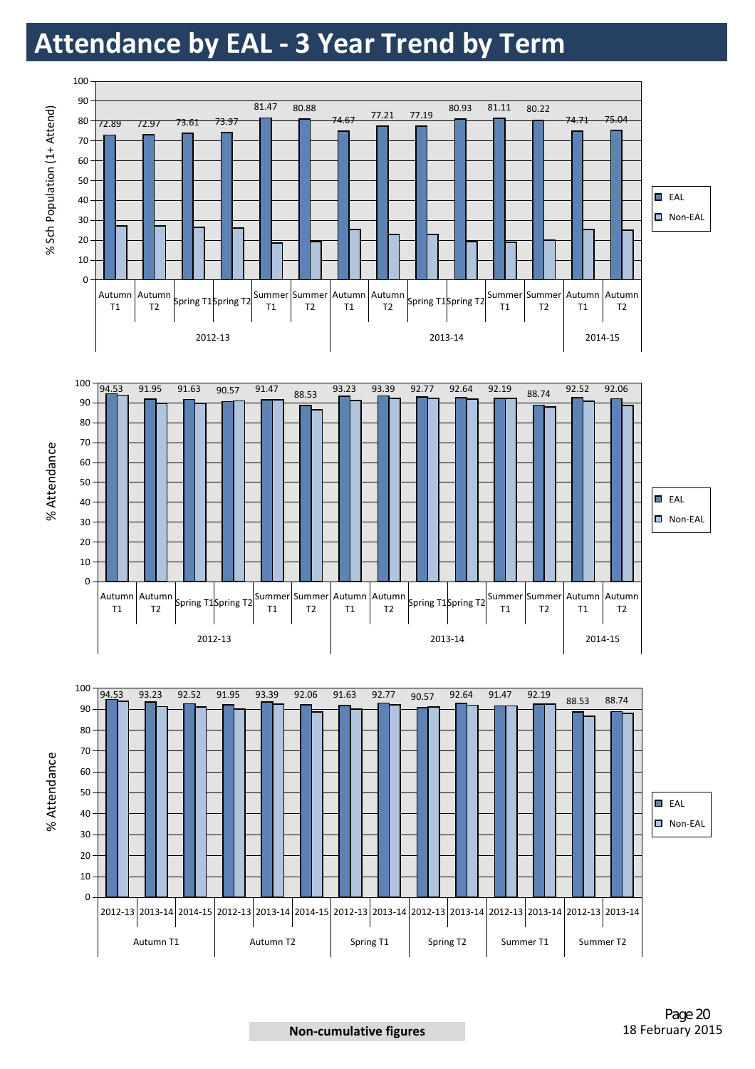# Attendance by EAL - 3 Year Trend by Term

| Year | Term | EAL % Sch Population (1+ Attend) |
|---|---|---|
| 2012-13 | Autumn T1 | 72.89 |
| 2012-13 | Autumn T2 | 72.97 |
| 2012-13 | Spring T1 | 73.61 |
| 2012-13 | Spring T2 | 73.97 |
| 2012-13 | Summer T1 | 81.47 |
| 2012-13 | Summer T2 | 80.88 |
| 2013-14 | Autumn T1 | 74.67 |
| 2013-14 | Autumn T2 | 77.21 |
| 2013-14 | Spring T1 | 77.19 |
| 2013-14 | Spring T2 | 80.93 |
| 2013-14 | Summer T1 | 81.11 |
| 2013-14 | Summer T2 | 80.22 |
| 2014-15 | Autumn T1 | 74.71 |
| 2014-15 | Autumn T2 | 75.04 |

| Year | Term | EAL % Attendance |
|---|---|---|
| 2012-13 | Autumn T1 | 94.53 |
| 2012-13 | Autumn T2 | 91.95 |
| 2012-13 | Spring T1 | 91.63 |
| 2012-13 | Spring T2 | 90.57 |
| 2012-13 | Summer T1 | 91.47 |
| 2012-13 | Summer T2 | 88.53 |
| 2013-14 | Autumn T1 | 93.23 |
| 2013-14 | Autumn T2 | 93.39 |
| 2013-14 | Spring T1 | 92.77 |
| 2013-14 | Spring T2 | 92.64 |
| 2013-14 | Summer T1 | 92.19 |
| 2013-14 | Summer T2 | 88.74 |
| 2014-15 | Autumn T1 | 92.52 |
| 2014-15 | Autumn T2 | 92.06 |

| Term | Year | EAL % Attendance |
|---|---|---|
| Autumn T1 | 2012-13 | 94.53 |
| Autumn T1 | 2013-14 | 93.23 |
| Autumn T1 | 2014-15 | 92.52 |
| Autumn T2 | 2012-13 | 91.95 |
| Autumn T2 | 2013-14 | 93.39 |
| Autumn T2 | 2014-15 | 92.06 |
| Spring T1 | 2012-13 | 91.63 |
| Spring T1 | 2013-14 | 92.77 |
| Spring T2 | 2012-13 | 90.57 |
| Spring T2 | 2013-14 | 92.64 |
| Summer T1 | 2012-13 | 91.47 |
| Summer T1 | 2013-14 | 92.19 |
| Summer T2 | 2012-13 | 88.53 |
| Summer T2 | 2013-14 | 88.74 |

**Non-cumulative figures**

18 February 2015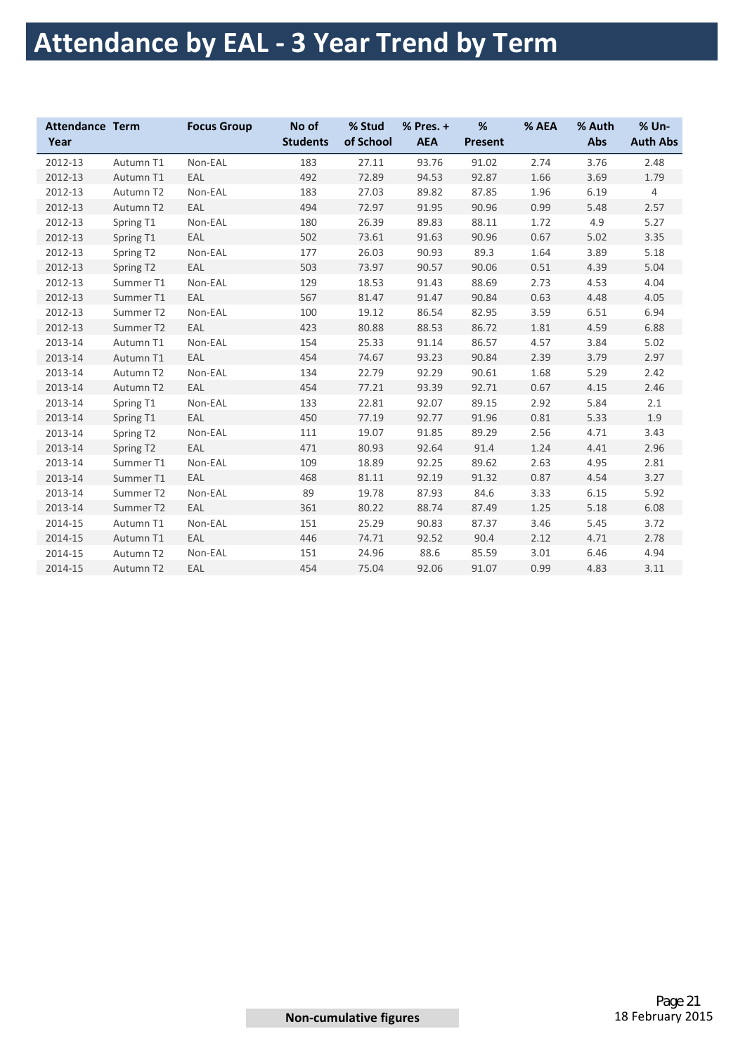# Attendance by EAL - 3 Year Trend by Term

| Attendance Year | Term | Focus Group | No of Students | % Stud of School | % Pres. + AEA | % Present | % AEA | % Auth Abs | % Un-Auth Abs |
|---|---|---|---|---|---|---|---|---|---|
| 2012-13 | Autumn T1 | Non-EAL | 183 | 27.11 | 93.76 | 91.02 | 2.74 | 3.76 | 2.48 |
| 2012-13 | Autumn T1 | EAL | 492 | 72.89 | 94.53 | 92.87 | 1.66 | 3.69 | 1.79 |
| 2012-13 | Autumn T2 | Non-EAL | 183 | 27.03 | 89.82 | 87.85 | 1.96 | 6.19 | 4 |
| 2012-13 | Autumn T2 | EAL | 494 | 72.97 | 91.95 | 90.96 | 0.99 | 5.48 | 2.57 |
| 2012-13 | Spring T1 | Non-EAL | 180 | 26.39 | 89.83 | 88.11 | 1.72 | 4.9 | 5.27 |
| 2012-13 | Spring T1 | EAL | 502 | 73.61 | 91.63 | 90.96 | 0.67 | 5.02 | 3.35 |
| 2012-13 | Spring T2 | Non-EAL | 177 | 26.03 | 90.93 | 89.3 | 1.64 | 3.89 | 5.18 |
| 2012-13 | Spring T2 | EAL | 503 | 73.97 | 90.57 | 90.06 | 0.51 | 4.39 | 5.04 |
| 2012-13 | Summer T1 | Non-EAL | 129 | 18.53 | 91.43 | 88.69 | 2.73 | 4.53 | 4.04 |
| 2012-13 | Summer T1 | EAL | 567 | 81.47 | 91.47 | 90.84 | 0.63 | 4.48 | 4.05 |
| 2012-13 | Summer T2 | Non-EAL | 100 | 19.12 | 86.54 | 82.95 | 3.59 | 6.51 | 6.94 |
| 2012-13 | Summer T2 | EAL | 423 | 80.88 | 88.53 | 86.72 | 1.81 | 4.59 | 6.88 |
| 2013-14 | Autumn T1 | Non-EAL | 154 | 25.33 | 91.14 | 86.57 | 4.57 | 3.84 | 5.02 |
| 2013-14 | Autumn T1 | EAL | 454 | 74.67 | 93.23 | 90.84 | 2.39 | 3.79 | 2.97 |
| 2013-14 | Autumn T2 | Non-EAL | 134 | 22.79 | 92.29 | 90.61 | 1.68 | 5.29 | 2.42 |
| 2013-14 | Autumn T2 | EAL | 454 | 77.21 | 93.39 | 92.71 | 0.67 | 4.15 | 2.46 |
| 2013-14 | Spring T1 | Non-EAL | 133 | 22.81 | 92.07 | 89.15 | 2.92 | 5.84 | 2.1 |
| 2013-14 | Spring T1 | EAL | 450 | 77.19 | 92.77 | 91.96 | 0.81 | 5.33 | 1.9 |
| 2013-14 | Spring T2 | Non-EAL | 111 | 19.07 | 91.85 | 89.29 | 2.56 | 4.71 | 3.43 |
| 2013-14 | Spring T2 | EAL | 471 | 80.93 | 92.64 | 91.4 | 1.24 | 4.41 | 2.96 |
| 2013-14 | Summer T1 | Non-EAL | 109 | 18.89 | 92.25 | 89.62 | 2.63 | 4.95 | 2.81 |
| 2013-14 | Summer T1 | EAL | 468 | 81.11 | 92.19 | 91.32 | 0.87 | 4.54 | 3.27 |
| 2013-14 | Summer T2 | Non-EAL | 89 | 19.78 | 87.93 | 84.6 | 3.33 | 6.15 | 5.92 |
| 2013-14 | Summer T2 | EAL | 361 | 80.22 | 88.74 | 87.49 | 1.25 | 5.18 | 6.08 |
| 2014-15 | Autumn T1 | Non-EAL | 151 | 25.29 | 90.83 | 87.37 | 3.46 | 5.45 | 3.72 |
| 2014-15 | Autumn T1 | EAL | 446 | 74.71 | 92.52 | 90.4 | 2.12 | 4.71 | 2.78 |
| 2014-15 | Autumn T2 | Non-EAL | 151 | 24.96 | 88.6 | 85.59 | 3.01 | 6.46 | 4.94 |
| 2014-15 | Autumn T2 | EAL | 454 | 75.04 | 92.06 | 91.07 | 0.99 | 4.83 | 3.11 |

**Non-cumulative figures**

18 February 2015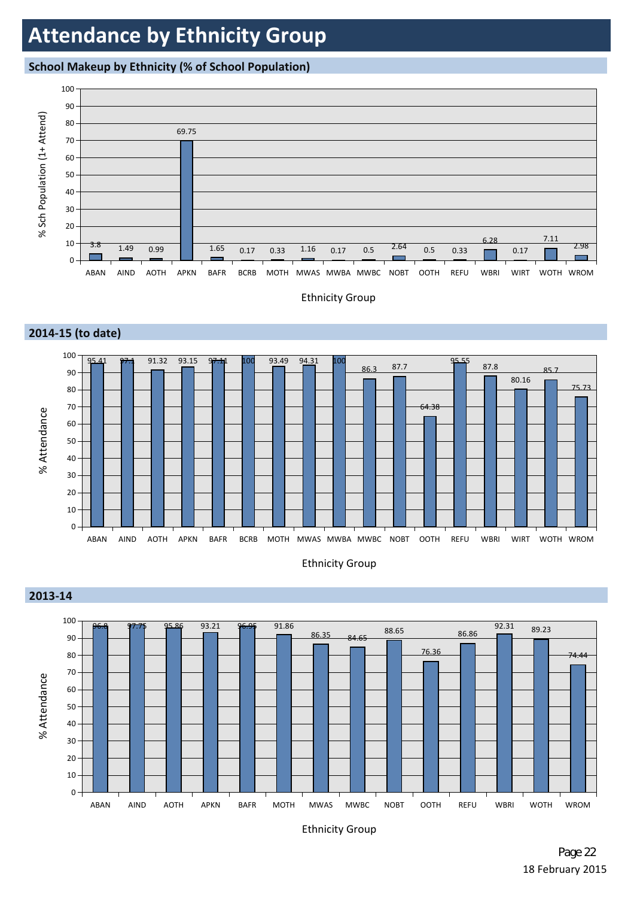# Attendance by Ethnicity Group

## School Makeup by Ethnicity (% of School Population)

| Ethnicity Group | % Sch Population (1+ Attend) |
|---|---|
| ABAN | 3.8 |
| AIND | 1.49 |
| AOTH | 0.99 |
| APKN | 69.75 |
| BAFR | 1.65 |
| BCRB | 0.17 |
| MOTH | 0.33 |
| MWAS | 1.16 |
| MWBA | 0.17 |
| MWBC | 0.5 |
| NOBT | 2.64 |
| OOTH | 0.5 |
| REFU | 0.33 |
| WBRI | 6.28 |
| WIRT | 0.17 |
| WOTH | 7.11 |
| WROM | 2.98 |

## 2014-15 (to date)

| Ethnicity Group | % Attendance |
|---|---|
| ABAN | 95.41 |
| AIND | 97.1 |
| AOTH | 91.32 |
| APKN | 93.15 |
| BAFR | 97.11 |
| BCRB | 100 |
| MOTH | 93.49 |
| MWAS | 94.31 |
| MWBA | 100 |
| MWBC | 86.3 |
| NOBT | 87.7 |
| OOTH | 64.38 |
| REFU | 95.55 |
| WBRI | 87.8 |
| WIRT | 80.16 |
| WOTH | 85.7 |
| WROM | 75.73 |

## 2013-14

| Ethnicity Group | % Attendance |
|---|---|
| ABAN | 96.8 |
| AIND | 97.75 |
| AOTH | 95.86 |
| APKN | 93.21 |
| BAFR | 96.95 |
| MOTH | 91.86 |
| MWAS | 86.35 |
| MWBC | 84.65 |
| NOBT | 88.65 |
| OOTH | 76.36 |
| REFU | 86.86 |
| WBRI | 92.31 |
| WOTH | 89.23 |
| WROM | 74.44 |

18 February 2015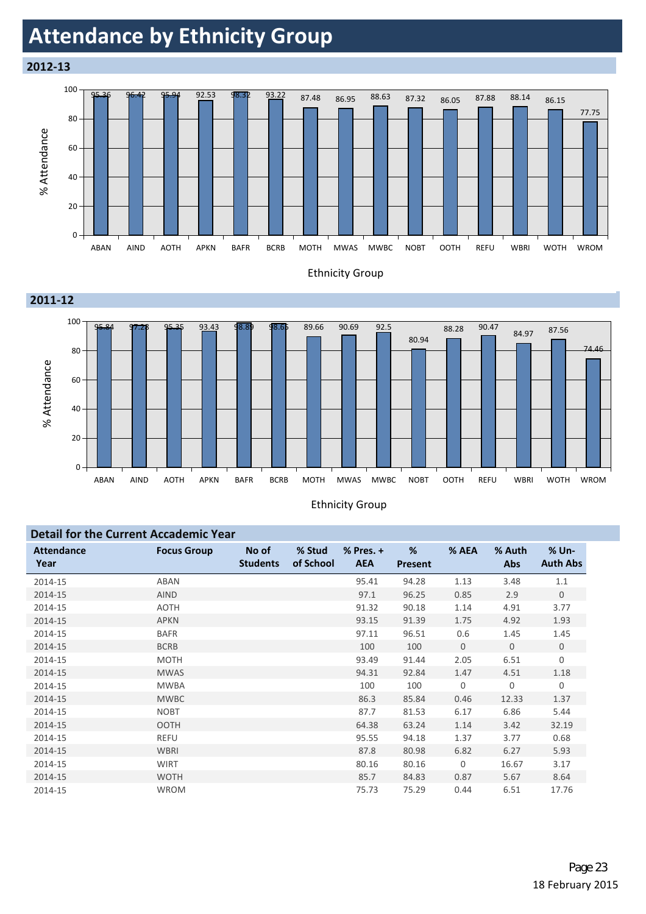# Attendance by Ethnicity Group

## 2012-13

| Ethnicity Group | % Attendance |
|---|---|
| ABAN | 95.36 |
| AIND | 96.42 |
| AOTH | 95.94 |
| APKN | 92.53 |
| BAFR | 98.32 |
| BCRB | 93.22 |
| MOTH | 87.48 |
| MWAS | 86.95 |
| MWBC | 88.63 |
| NOBT | 87.32 |
| OOTH | 86.05 |
| REFU | 87.88 |
| WBRI | 88.14 |
| WOTH | 86.15 |
| WROM | 77.75 |

## 2011-12

| Ethnicity Group | % Attendance |
|---|---|
| ABAN | 95.84 |
| AIND | 97.28 |
| AOTH | 95.35 |
| APKN | 93.43 |
| BAFR | 98.89 |
| BCRB | 98.65 |
| MOTH | 89.66 |
| MWAS | 90.69 |
| MWBC | 92.5 |
| NOBT | 80.94 |
| OOTH | 88.28 |
| REFU | 90.47 |
| WBRI | 84.97 |
| WOTH | 87.56 |
| WROM | 74.46 |

## Detail for the Current Accademic Year

| Attendance Year | Focus Group | No of Students | % Stud of School | % Pres. + AEA | % Present | % AEA | % Auth Abs | % Un-Auth Abs |
|---|---|---|---|---|---|---|---|---|
| 2014-15 | ABAN | | | 95.41 | 94.28 | 1.13 | 3.48 | 1.1 |
| 2014-15 | AIND | | | 97.1 | 96.25 | 0.85 | 2.9 | 0 |
| 2014-15 | AOTH | | | 91.32 | 90.18 | 1.14 | 4.91 | 3.77 |
| 2014-15 | APKN | | | 93.15 | 91.39 | 1.75 | 4.92 | 1.93 |
| 2014-15 | BAFR | | | 97.11 | 96.51 | 0.6 | 1.45 | 1.45 |
| 2014-15 | BCRB | | | 100 | 100 | 0 | 0 | 0 |
| 2014-15 | MOTH | | | 93.49 | 91.44 | 2.05 | 6.51 | 0 |
| 2014-15 | MWAS | | | 94.31 | 92.84 | 1.47 | 4.51 | 1.18 |
| 2014-15 | MWBA | | | 100 | 100 | 0 | 0 | 0 |
| 2014-15 | MWBC | | | 86.3 | 85.84 | 0.46 | 12.33 | 1.37 |
| 2014-15 | NOBT | | | 87.7 | 81.53 | 6.17 | 6.86 | 5.44 |
| 2014-15 | OOTH | | | 64.38 | 63.24 | 1.14 | 3.42 | 32.19 |
| 2014-15 | REFU | | | 95.55 | 94.18 | 1.37 | 3.77 | 0.68 |
| 2014-15 | WBRI | | | 87.8 | 80.98 | 6.82 | 6.27 | 5.93 |
| 2014-15 | WIRT | | | 80.16 | 80.16 | 0 | 16.67 | 3.17 |
| 2014-15 | WOTH | | | 85.7 | 84.83 | 0.87 | 5.67 | 8.64 |
| 2014-15 | WROM | | | 75.73 | 75.29 | 0.44 | 6.51 | 17.76 |

18 February 2015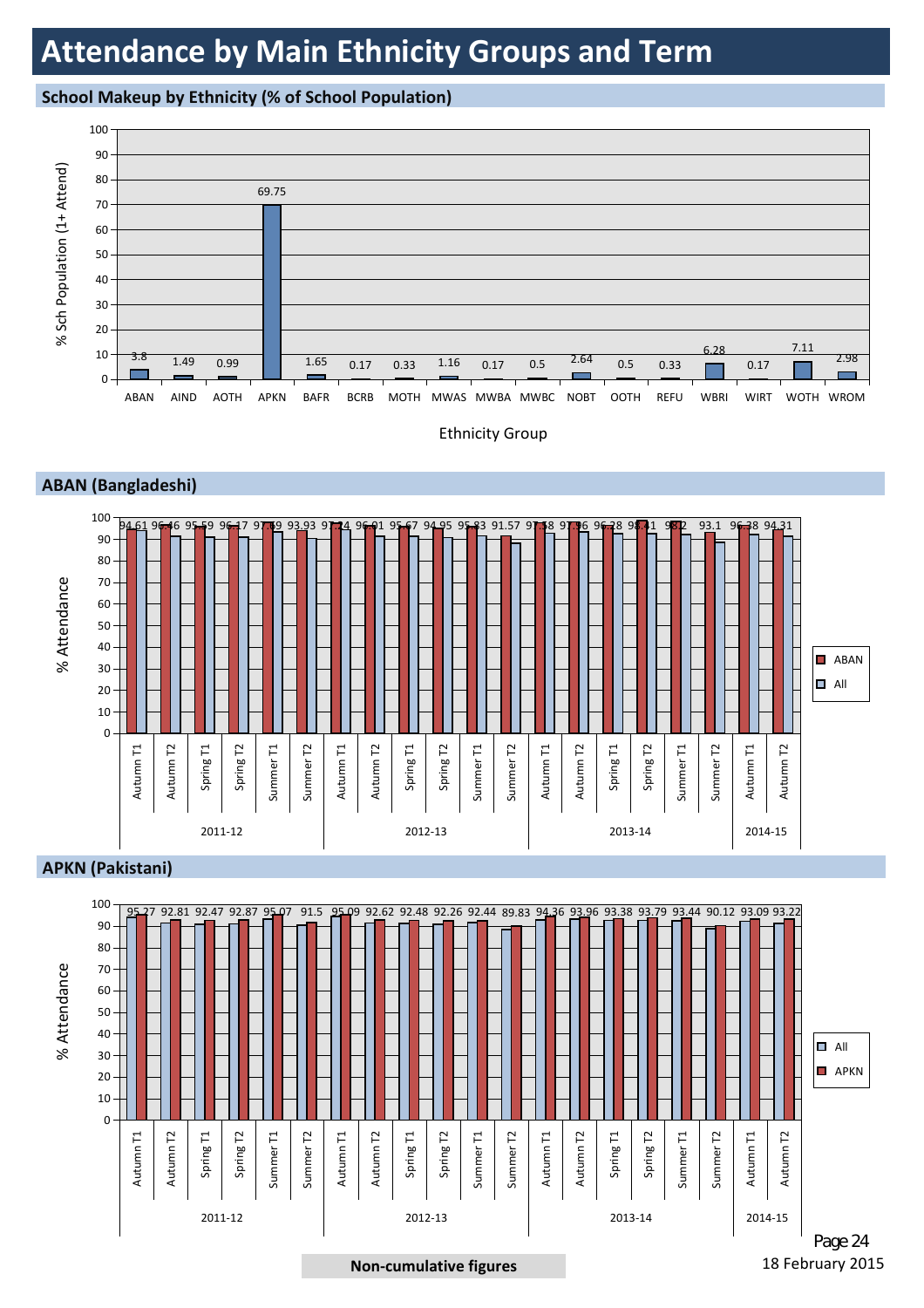# Attendance by Main Ethnicity Groups and Term

## School Makeup by Ethnicity (% of School Population)

| Ethnicity Group | % Sch Population (1+ Attend) |
|---|---|
| ABAN | 3.8 |
| AIND | 1.49 |
| AOTH | 0.99 |
| APKN | 69.75 |
| BAFR | 1.65 |
| BCRB | 0.17 |
| MOTH | 0.33 |
| MWAS | 1.16 |
| MWBA | 0.17 |
| MWBC | 0.5 |
| NOBT | 2.64 |
| OOTH | 0.5 |
| REFU | 0.33 |
| WBRI | 6.28 |
| WIRT | 0.17 |
| WOTH | 7.11 |
| WROM | 2.98 |

## ABAN (Bangladeshi)

| Year | Term | ABAN % Attendance |
|---|---|---|
| 2011-12 | Autumn T1 | 94.61 |
| | Autumn T2 | 96.46 |
| | Spring T1 | 95.59 |
| | Spring T2 | 96.17 |
| | Summer T1 | 97.69 |
| | Summer T2 | 93.93 |
| 2012-13 | Autumn T1 | 97.24 |
| | Autumn T2 | 96.01 |
| | Spring T1 | 95.67 |
| | Spring T2 | 94.95 |
| | Summer T1 | 95.83 |
| | Summer T2 | 91.57 |
| 2013-14 | Autumn T1 | 97.58 |
| | Autumn T2 | 97.96 |
| | Spring T1 | 96.28 |
| | Spring T2 | 98.41 |
| | Summer T1 | 98.2 |
| | Summer T2 | 93.1 |
| 2014-15 | Autumn T1 | 96.38 |
| | Autumn T2 | 94.31 |

## APKN (Pakistani)

| Year | Term | APKN % Attendance |
|---|---|---|
| 2011-12 | Autumn T1 | 95.27 |
| | Autumn T2 | 92.81 |
| | Spring T1 | 92.47 |
| | Spring T2 | 92.87 |
| | Summer T1 | 95.07 |
| | Summer T2 | 91.5 |
| 2012-13 | Autumn T1 | 95.09 |
| | Autumn T2 | 92.62 |
| | Spring T1 | 92.48 |
| | Spring T2 | 92.26 |
| | Summer T1 | 92.44 |
| | Summer T2 | 89.83 |
| 2013-14 | Autumn T1 | 94.36 |
| | Autumn T2 | 93.96 |
| | Spring T1 | 93.38 |
| | Spring T2 | 93.79 |
| | Summer T1 | 93.44 |
| | Summer T2 | 90.12 |
| 2014-15 | Autumn T1 | 93.09 |
| | Autumn T2 | 93.22 |

Non-cumulative figures

18 February 2015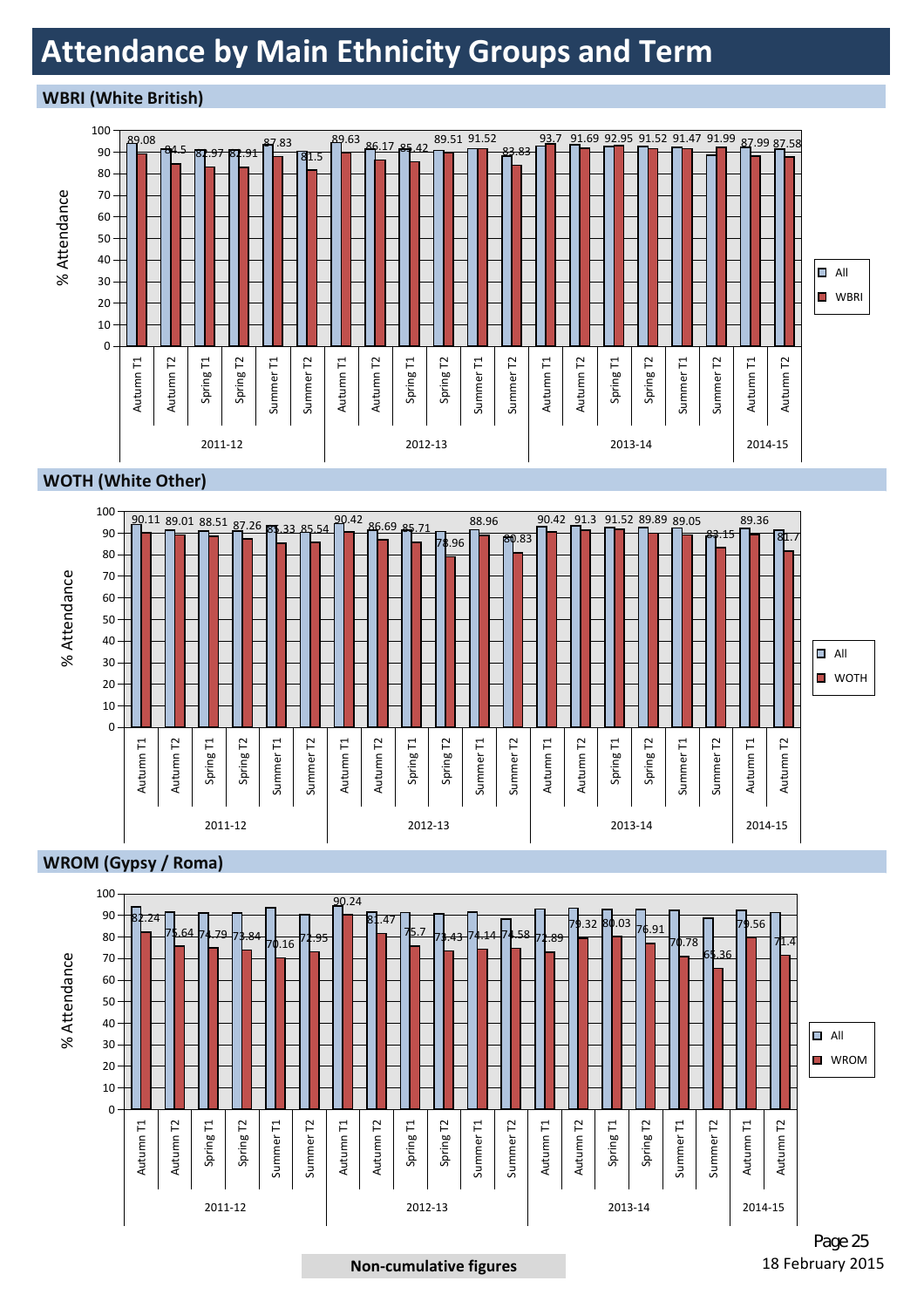# Attendance by Main Ethnicity Groups and Term

## WBRI (White British)

| Year | Term | WBRI % Attendance |
|---|---|---|
| 2011-12 | Autumn T1 | 89.08 |
| 2011-12 | Autumn T2 | 84.5 |
| 2011-12 | Spring T1 | 82.97 |
| 2011-12 | Spring T2 | 82.91 |
| 2011-12 | Summer T1 | 87.83 |
| 2011-12 | Summer T2 | 81.5 |
| 2012-13 | Autumn T1 | 89.63 |
| 2012-13 | Autumn T2 | 86.17 |
| 2012-13 | Spring T1 | 85.42 |
| 2012-13 | Spring T2 | 89.51 |
| 2012-13 | Summer T1 | 91.52 |
| 2012-13 | Summer T2 | 83.83 |
| 2013-14 | Autumn T1 | 93.7 |
| 2013-14 | Autumn T2 | 91.69 |
| 2013-14 | Spring T1 | 92.95 |
| 2013-14 | Spring T2 | 91.52 |
| 2013-14 | Summer T1 | 91.47 |
| 2013-14 | Summer T2 | 91.99 |
| 2014-15 | Autumn T1 | 87.99 |
| 2014-15 | Autumn T2 | 87.58 |

## WOTH (White Other)

| Year | Term | WOTH % Attendance |
|---|---|---|
| 2011-12 | Autumn T1 | 90.11 |
| 2011-12 | Autumn T2 | 89.01 |
| 2011-12 | Spring T1 | 88.51 |
| 2011-12 | Spring T2 | 87.26 |
| 2011-12 | Summer T1 | 85.33 |
| 2011-12 | Summer T2 | 85.54 |
| 2012-13 | Autumn T1 | 90.42 |
| 2012-13 | Autumn T2 | 86.69 |
| 2012-13 | Spring T1 | 85.71 |
| 2012-13 | Spring T2 | 78.96 |
| 2012-13 | Summer T1 | 88.96 |
| 2012-13 | Summer T2 | 80.83 |
| 2013-14 | Autumn T1 | 90.42 |
| 2013-14 | Autumn T2 | 91.3 |
| 2013-14 | Spring T1 | 91.52 |
| 2013-14 | Spring T2 | 89.89 |
| 2013-14 | Summer T1 | 89.05 |
| 2013-14 | Summer T2 | 83.15 |
| 2014-15 | Autumn T1 | 89.36 |
| 2014-15 | Autumn T2 | 81.7 |

## WROM (Gypsy / Roma)

| Year | Term | WROM % Attendance |
|---|---|---|
| 2011-12 | Autumn T1 | 82.24 |
| 2011-12 | Autumn T2 | 75.64 |
| 2011-12 | Spring T1 | 74.79 |
| 2011-12 | Spring T2 | 73.84 |
| 2011-12 | Summer T1 | 70.16 |
| 2011-12 | Summer T2 | 72.95 |
| 2012-13 | Autumn T1 | 90.24 |
| 2012-13 | Autumn T2 | 81.47 |
| 2012-13 | Spring T1 | 75.7 |
| 2012-13 | Spring T2 | 73.43 |
| 2012-13 | Summer T1 | 74.14 |
| 2012-13 | Summer T2 | 74.58 |
| 2013-14 | Autumn T1 | 72.89 |
| 2013-14 | Autumn T2 | 79.32 |
| 2013-14 | Spring T1 | 80.03 |
| 2013-14 | Spring T2 | 76.91 |
| 2013-14 | Summer T1 | 70.78 |
| 2013-14 | Summer T2 | 65.36 |
| 2014-15 | Autumn T1 | 79.56 |
| 2014-15 | Autumn T2 | 71.4 |

Non-cumulative figures

18 February 2015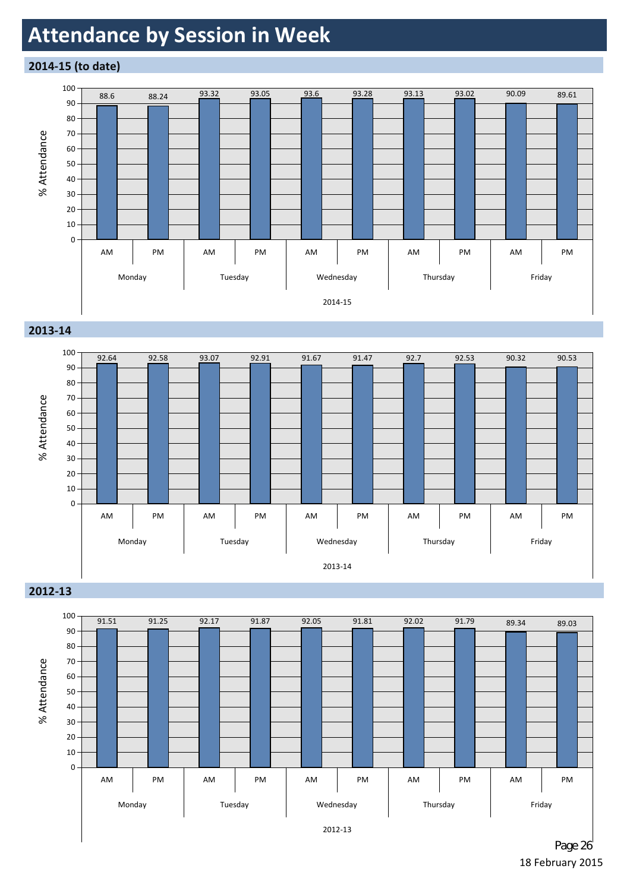# Attendance by Session in Week

## 2014-15 (to date)

| 2014-15 | Monday AM | Monday PM | Tuesday AM | Tuesday PM | Wednesday AM | Wednesday PM | Thursday AM | Thursday PM | Friday AM | Friday PM |
|---|---|---|---|---|---|---|---|---|---|---|
| % Attendance | 88.6 | 88.24 | 93.32 | 93.05 | 93.6 | 93.28 | 93.13 | 93.02 | 90.09 | 89.61 |

## 2013-14

| 2013-14 | Monday AM | Monday PM | Tuesday AM | Tuesday PM | Wednesday AM | Wednesday PM | Thursday AM | Thursday PM | Friday AM | Friday PM |
|---|---|---|---|---|---|---|---|---|---|---|
| % Attendance | 92.64 | 92.58 | 93.07 | 92.91 | 91.67 | 91.47 | 92.7 | 92.53 | 90.32 | 90.53 |

## 2012-13

| 2012-13 | Monday AM | Monday PM | Tuesday AM | Tuesday PM | Wednesday AM | Wednesday PM | Thursday AM | Thursday PM | Friday AM | Friday PM |
|---|---|---|---|---|---|---|---|---|---|---|
| % Attendance | 91.51 | 91.25 | 92.17 | 91.87 | 92.05 | 91.81 | 92.02 | 91.79 | 89.34 | 89.03 |

18 February 2015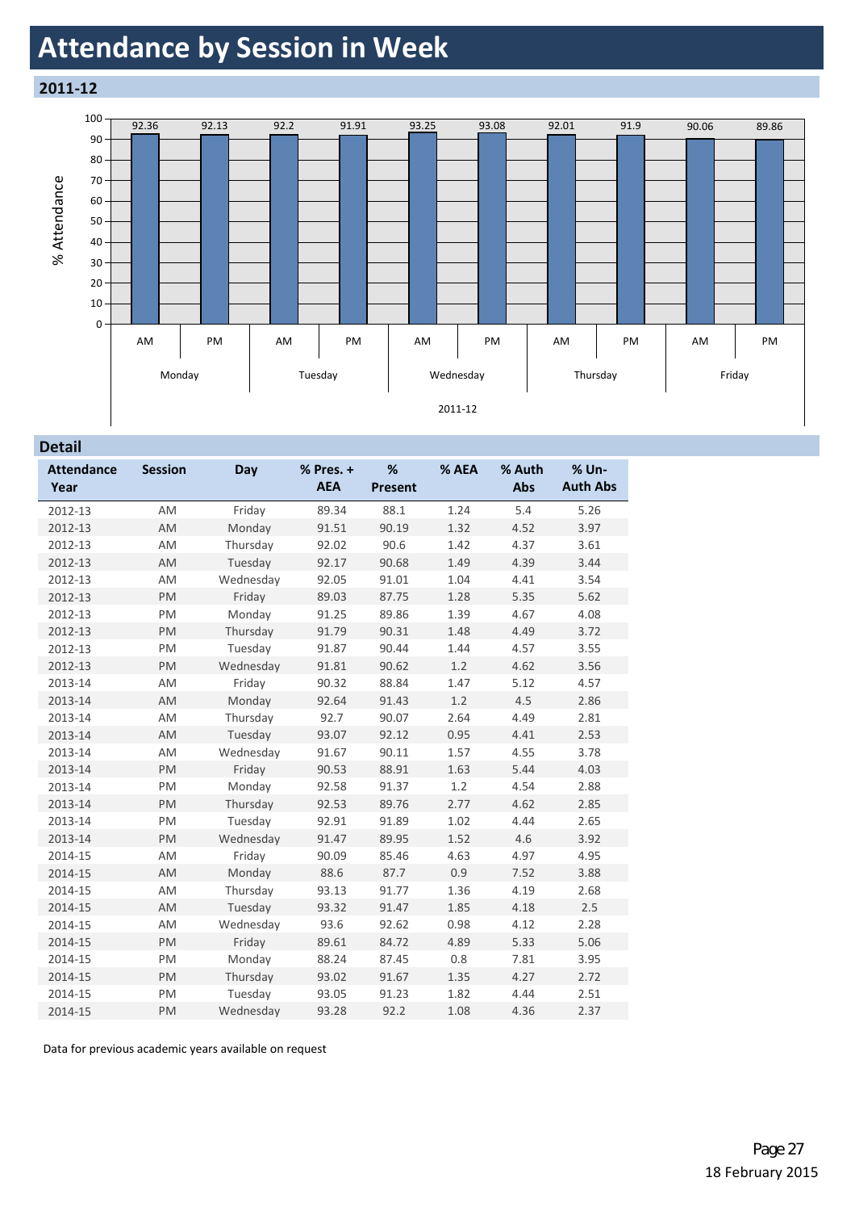# Attendance by Session in Week

## 2011-12

| Day | Session | % Attendance |
|---|---|---|
| Monday | AM | 92.36 |
| Monday | PM | 92.13 |
| Tuesday | AM | 92.2 |
| Tuesday | PM | 91.91 |
| Wednesday | AM | 93.25 |
| Wednesday | PM | 93.08 |
| Thursday | AM | 92.01 |
| Thursday | PM | 91.9 |
| Friday | AM | 90.06 |
| Friday | PM | 89.86 |

## Detail

| Attendance Year | Session | Day | % Pres. + AEA | % Present | % AEA | % Auth Abs | % Un-Auth Abs |
|---|---|---|---|---|---|---|---|
| 2012-13 | AM | Friday | 89.34 | 88.1 | 1.24 | 5.4 | 5.26 |
| 2012-13 | AM | Monday | 91.51 | 90.19 | 1.32 | 4.52 | 3.97 |
| 2012-13 | AM | Thursday | 92.02 | 90.6 | 1.42 | 4.37 | 3.61 |
| 2012-13 | AM | Tuesday | 92.17 | 90.68 | 1.49 | 4.39 | 3.44 |
| 2012-13 | AM | Wednesday | 92.05 | 91.01 | 1.04 | 4.41 | 3.54 |
| 2012-13 | PM | Friday | 89.03 | 87.75 | 1.28 | 5.35 | 5.62 |
| 2012-13 | PM | Monday | 91.25 | 89.86 | 1.39 | 4.67 | 4.08 |
| 2012-13 | PM | Thursday | 91.79 | 90.31 | 1.48 | 4.49 | 3.72 |
| 2012-13 | PM | Tuesday | 91.87 | 90.44 | 1.44 | 4.57 | 3.55 |
| 2012-13 | PM | Wednesday | 91.81 | 90.62 | 1.2 | 4.62 | 3.56 |
| 2013-14 | AM | Friday | 90.32 | 88.84 | 1.47 | 5.12 | 4.57 |
| 2013-14 | AM | Monday | 92.64 | 91.43 | 1.2 | 4.5 | 2.86 |
| 2013-14 | AM | Thursday | 92.7 | 90.07 | 2.64 | 4.49 | 2.81 |
| 2013-14 | AM | Tuesday | 93.07 | 92.12 | 0.95 | 4.41 | 2.53 |
| 2013-14 | AM | Wednesday | 91.67 | 90.11 | 1.57 | 4.55 | 3.78 |
| 2013-14 | PM | Friday | 90.53 | 88.91 | 1.63 | 5.44 | 4.03 |
| 2013-14 | PM | Monday | 92.58 | 91.37 | 1.2 | 4.54 | 2.88 |
| 2013-14 | PM | Thursday | 92.53 | 89.76 | 2.77 | 4.62 | 2.85 |
| 2013-14 | PM | Tuesday | 92.91 | 91.89 | 1.02 | 4.44 | 2.65 |
| 2013-14 | PM | Wednesday | 91.47 | 89.95 | 1.52 | 4.6 | 3.92 |
| 2014-15 | AM | Friday | 90.09 | 85.46 | 4.63 | 4.97 | 4.95 |
| 2014-15 | AM | Monday | 88.6 | 87.7 | 0.9 | 7.52 | 3.88 |
| 2014-15 | AM | Thursday | 93.13 | 91.77 | 1.36 | 4.19 | 2.68 |
| 2014-15 | AM | Tuesday | 93.32 | 91.47 | 1.85 | 4.18 | 2.5 |
| 2014-15 | AM | Wednesday | 93.6 | 92.62 | 0.98 | 4.12 | 2.28 |
| 2014-15 | PM | Friday | 89.61 | 84.72 | 4.89 | 5.33 | 5.06 |
| 2014-15 | PM | Monday | 88.24 | 87.45 | 0.8 | 7.81 | 3.95 |
| 2014-15 | PM | Thursday | 93.02 | 91.67 | 1.35 | 4.27 | 2.72 |
| 2014-15 | PM | Tuesday | 93.05 | 91.23 | 1.82 | 4.44 | 2.51 |
| 2014-15 | PM | Wednesday | 93.28 | 92.2 | 1.08 | 4.36 | 2.37 |

Data for previous academic years available on request

18 February 2015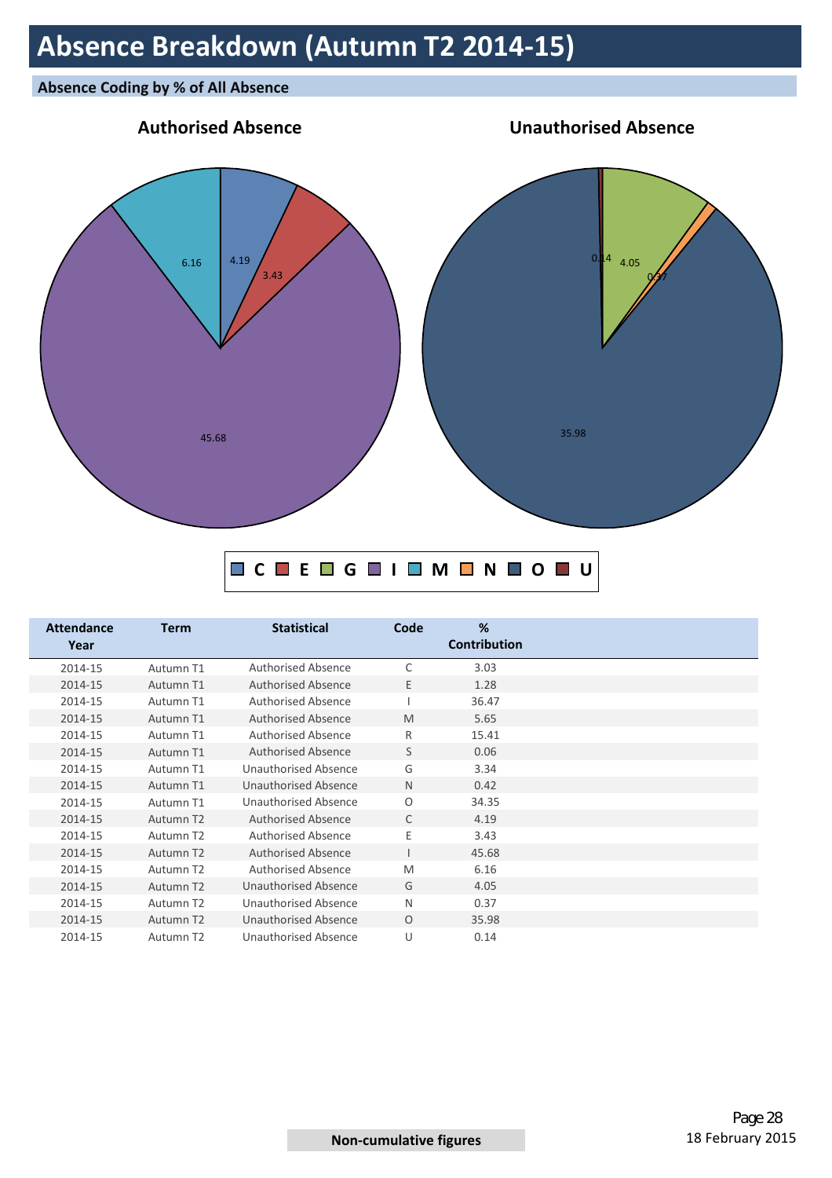# Absence Breakdown (Autumn T2 2014-15)

## Absence Coding by % of All Absence

**Authorised Absence**

6.16
4.19
3.43
45.68

**Unauthorised Absence**

0.14
4.05
0.37
35.98

C E G I M N O U

| Attendance Year | Term | Statistical | Code | % Contribution |
|---|---|---|---|---|
| 2014-15 | Autumn T1 | Authorised Absence | C | 3.03 |
| 2014-15 | Autumn T1 | Authorised Absence | E | 1.28 |
| 2014-15 | Autumn T1 | Authorised Absence | I | 36.47 |
| 2014-15 | Autumn T1 | Authorised Absence | M | 5.65 |
| 2014-15 | Autumn T1 | Authorised Absence | R | 15.41 |
| 2014-15 | Autumn T1 | Authorised Absence | S | 0.06 |
| 2014-15 | Autumn T1 | Unauthorised Absence | G | 3.34 |
| 2014-15 | Autumn T1 | Unauthorised Absence | N | 0.42 |
| 2014-15 | Autumn T1 | Unauthorised Absence | O | 34.35 |
| 2014-15 | Autumn T2 | Authorised Absence | C | 4.19 |
| 2014-15 | Autumn T2 | Authorised Absence | E | 3.43 |
| 2014-15 | Autumn T2 | Authorised Absence | I | 45.68 |
| 2014-15 | Autumn T2 | Authorised Absence | M | 6.16 |
| 2014-15 | Autumn T2 | Unauthorised Absence | G | 4.05 |
| 2014-15 | Autumn T2 | Unauthorised Absence | N | 0.37 |
| 2014-15 | Autumn T2 | Unauthorised Absence | O | 35.98 |
| 2014-15 | Autumn T2 | Unauthorised Absence | U | 0.14 |

**Non-cumulative figures**

18 February 2015